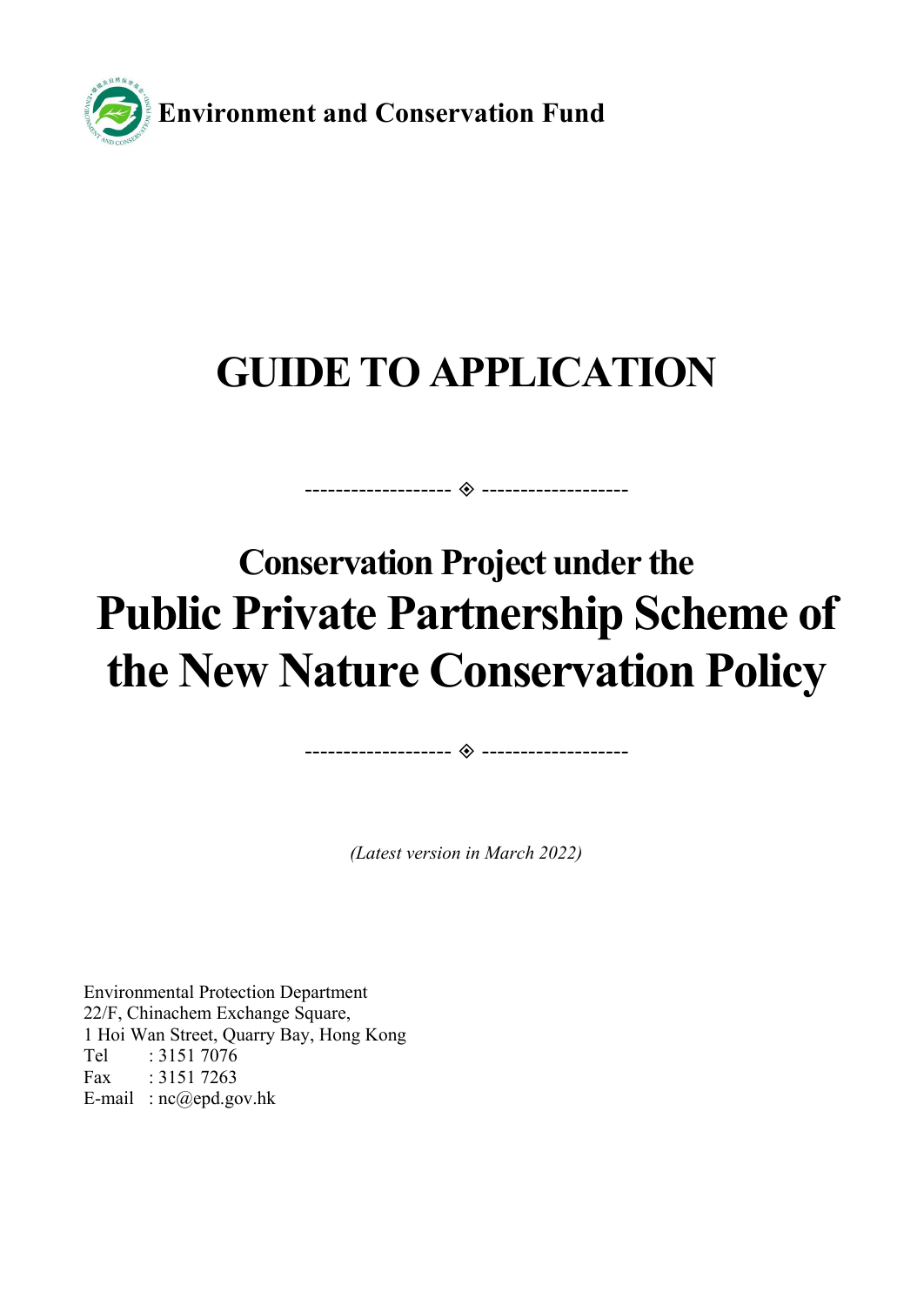**Environment and Conservation Fund**

# GUIDE TO APPLICATION

------------------- ◈ -------------------

## Conservation Project under the
# Public Private Partnership Scheme of the New Nature Conservation Policy

------------------- ◈ -------------------

*(Latest version in March 2022)*

Environmental Protection Department
22/F, Chinachem Exchange Square,
1 Hoi Wan Street, Quarry Bay, Hong Kong
Tel : 3151 7076
Fax : 3151 7263
E-mail : nc@epd.gov.hk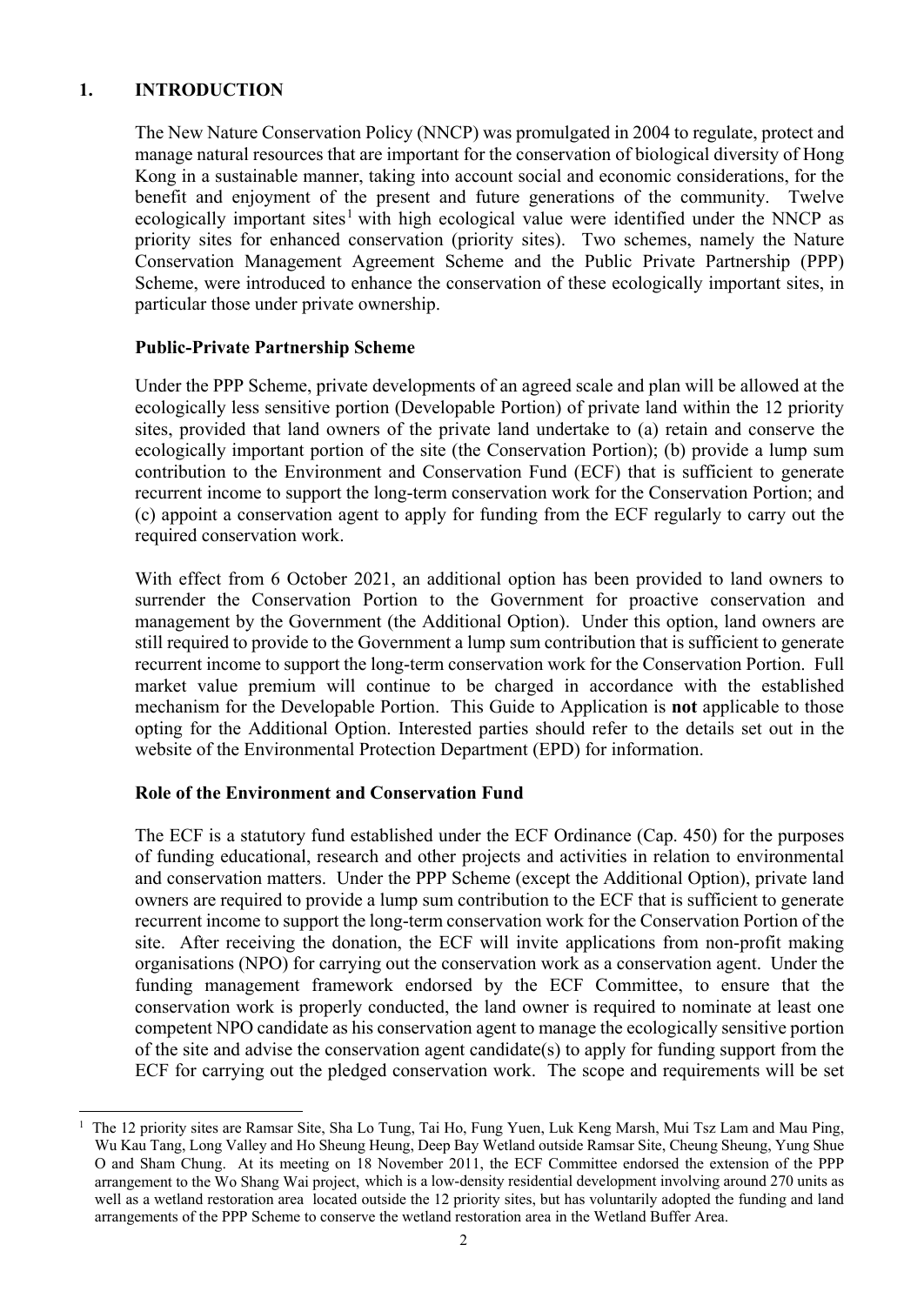# 1. INTRODUCTION

The New Nature Conservation Policy (NNCP) was promulgated in 2004 to regulate, protect and manage natural resources that are important for the conservation of biological diversity of Hong Kong in a sustainable manner, taking into account social and economic considerations, for the benefit and enjoyment of the present and future generations of the community. Twelve ecologically important sites[1] with high ecological value were identified under the NNCP as priority sites for enhanced conservation (priority sites). Two schemes, namely the Nature Conservation Management Agreement Scheme and the Public Private Partnership (PPP) Scheme, were introduced to enhance the conservation of these ecologically important sites, in particular those under private ownership.

## Public-Private Partnership Scheme

Under the PPP Scheme, private developments of an agreed scale and plan will be allowed at the ecologically less sensitive portion (Developable Portion) of private land within the 12 priority sites, provided that land owners of the private land undertake to (a) retain and conserve the ecologically important portion of the site (the Conservation Portion); (b) provide a lump sum contribution to the Environment and Conservation Fund (ECF) that is sufficient to generate recurrent income to support the long-term conservation work for the Conservation Portion; and (c) appoint a conservation agent to apply for funding from the ECF regularly to carry out the required conservation work.

With effect from 6 October 2021, an additional option has been provided to land owners to surrender the Conservation Portion to the Government for proactive conservation and management by the Government (the Additional Option). Under this option, land owners are still required to provide to the Government a lump sum contribution that is sufficient to generate recurrent income to support the long-term conservation work for the Conservation Portion. Full market value premium will continue to be charged in accordance with the established mechanism for the Developable Portion. This Guide to Application is **not** applicable to those opting for the Additional Option. Interested parties should refer to the details set out in the website of the Environmental Protection Department (EPD) for information.

## Role of the Environment and Conservation Fund

The ECF is a statutory fund established under the ECF Ordinance (Cap. 450) for the purposes of funding educational, research and other projects and activities in relation to environmental and conservation matters. Under the PPP Scheme (except the Additional Option), private land owners are required to provide a lump sum contribution to the ECF that is sufficient to generate recurrent income to support the long-term conservation work for the Conservation Portion of the site. After receiving the donation, the ECF will invite applications from non-profit making organisations (NPO) for carrying out the conservation work as a conservation agent. Under the funding management framework endorsed by the ECF Committee, to ensure that the conservation work is properly conducted, the land owner is required to nominate at least one competent NPO candidate as his conservation agent to manage the ecologically sensitive portion of the site and advise the conservation agent candidate(s) to apply for funding support from the ECF for carrying out the pledged conservation work. The scope and requirements will be set

---

[1] The 12 priority sites are Ramsar Site, Sha Lo Tung, Tai Ho, Fung Yuen, Luk Keng Marsh, Mui Tsz Lam and Mau Ping, Wu Kau Tang, Long Valley and Ho Sheung Heung, Deep Bay Wetland outside Ramsar Site, Cheung Sheung, Yung Shue O and Sham Chung. At its meeting on 18 November 2011, the ECF Committee endorsed the extension of the PPP arrangement to the Wo Shang Wai project, which is a low-density residential development involving around 270 units as well as a wetland restoration area located outside the 12 priority sites, but has voluntarily adopted the funding and land arrangements of the PPP Scheme to conserve the wetland restoration area in the Wetland Buffer Area.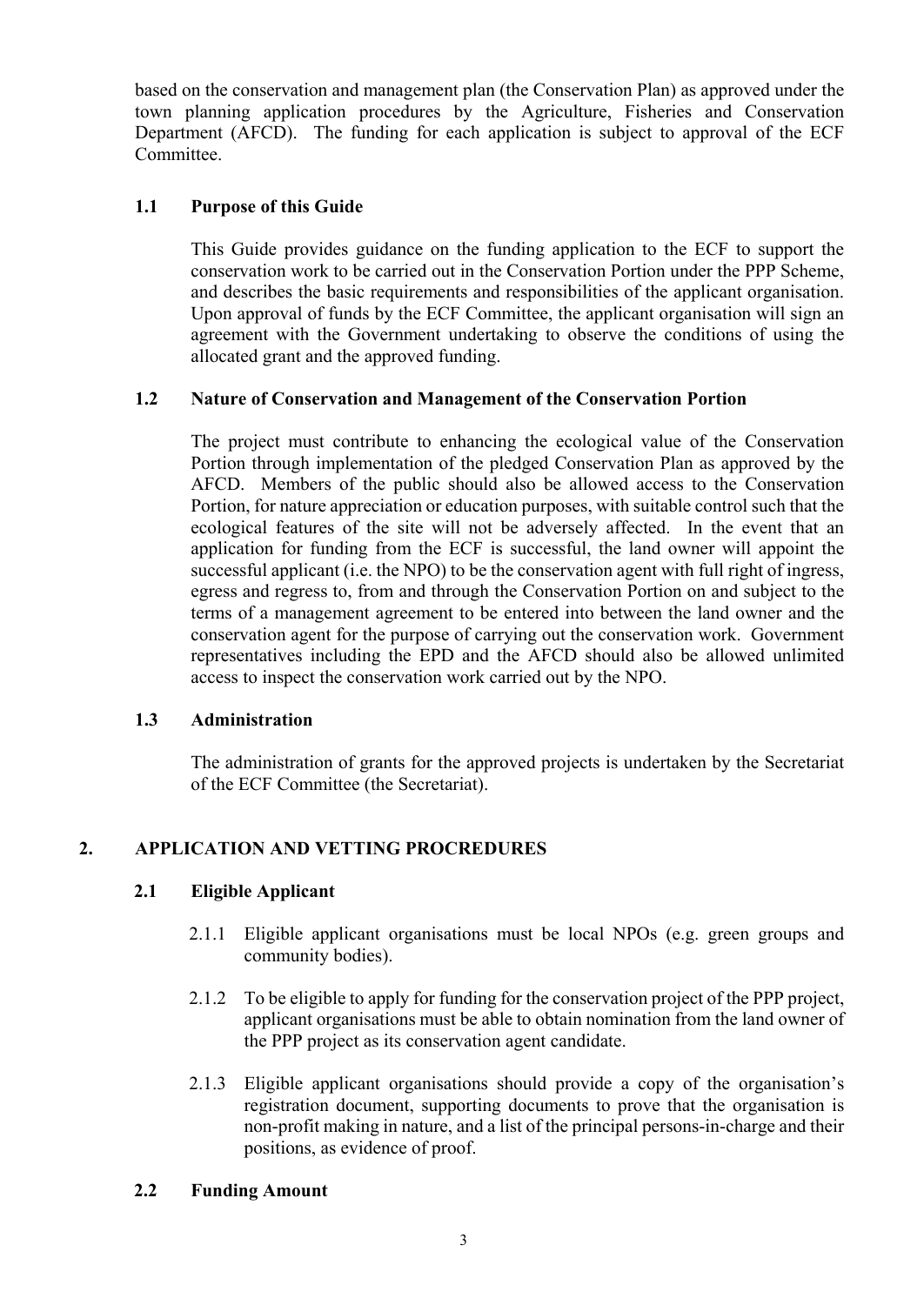based on the conservation and management plan (the Conservation Plan) as approved under the town planning application procedures by the Agriculture, Fisheries and Conservation Department (AFCD). The funding for each application is subject to approval of the ECF Committee.

### 1.1 Purpose of this Guide

This Guide provides guidance on the funding application to the ECF to support the conservation work to be carried out in the Conservation Portion under the PPP Scheme, and describes the basic requirements and responsibilities of the applicant organisation. Upon approval of funds by the ECF Committee, the applicant organisation will sign an agreement with the Government undertaking to observe the conditions of using the allocated grant and the approved funding.

### 1.2 Nature of Conservation and Management of the Conservation Portion

The project must contribute to enhancing the ecological value of the Conservation Portion through implementation of the pledged Conservation Plan as approved by the AFCD. Members of the public should also be allowed access to the Conservation Portion, for nature appreciation or education purposes, with suitable control such that the ecological features of the site will not be adversely affected. In the event that an application for funding from the ECF is successful, the land owner will appoint the successful applicant (i.e. the NPO) to be the conservation agent with full right of ingress, egress and regress to, from and through the Conservation Portion on and subject to the terms of a management agreement to be entered into between the land owner and the conservation agent for the purpose of carrying out the conservation work. Government representatives including the EPD and the AFCD should also be allowed unlimited access to inspect the conservation work carried out by the NPO.

### 1.3 Administration

The administration of grants for the approved projects is undertaken by the Secretariat of the ECF Committee (the Secretariat).

## 2. APPLICATION AND VETTING PROCREDURES

### 2.1 Eligible Applicant

2.1.1 Eligible applicant organisations must be local NPOs (e.g. green groups and community bodies).

2.1.2 To be eligible to apply for funding for the conservation project of the PPP project, applicant organisations must be able to obtain nomination from the land owner of the PPP project as its conservation agent candidate.

2.1.3 Eligible applicant organisations should provide a copy of the organisation's registration document, supporting documents to prove that the organisation is non-profit making in nature, and a list of the principal persons-in-charge and their positions, as evidence of proof.

### 2.2 Funding Amount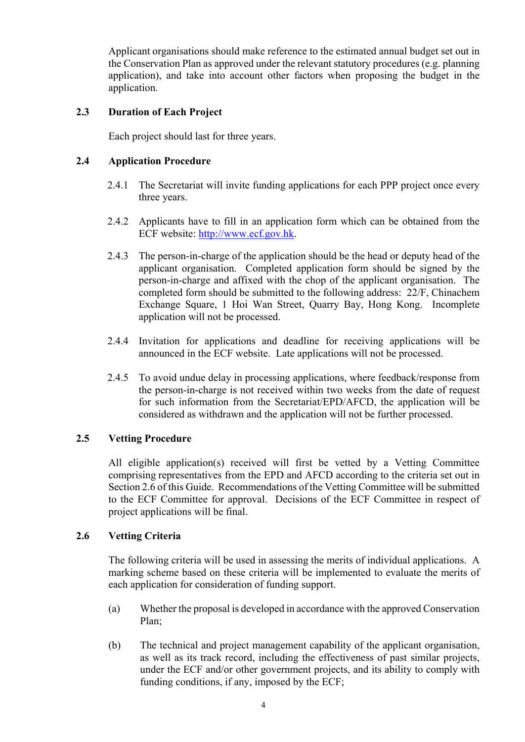Applicant organisations should make reference to the estimated annual budget set out in the Conservation Plan as approved under the relevant statutory procedures (e.g. planning application), and take into account other factors when proposing the budget in the application.

### 2.3 Duration of Each Project

Each project should last for three years.

### 2.4 Application Procedure

2.4.1 The Secretariat will invite funding applications for each PPP project once every three years.

2.4.2 Applicants have to fill in an application form which can be obtained from the ECF website: http://www.ecf.gov.hk.

2.4.3 The person-in-charge of the application should be the head or deputy head of the applicant organisation. Completed application form should be signed by the person-in-charge and affixed with the chop of the applicant organisation. The completed form should be submitted to the following address: 22/F, Chinachem Exchange Square, 1 Hoi Wan Street, Quarry Bay, Hong Kong. Incomplete application will not be processed.

2.4.4 Invitation for applications and deadline for receiving applications will be announced in the ECF website. Late applications will not be processed.

2.4.5 To avoid undue delay in processing applications, where feedback/response from the person-in-charge is not received within two weeks from the date of request for such information from the Secretariat/EPD/AFCD, the application will be considered as withdrawn and the application will not be further processed.

### 2.5 Vetting Procedure

All eligible application(s) received will first be vetted by a Vetting Committee comprising representatives from the EPD and AFCD according to the criteria set out in Section 2.6 of this Guide. Recommendations of the Vetting Committee will be submitted to the ECF Committee for approval. Decisions of the ECF Committee in respect of project applications will be final.

### 2.6 Vetting Criteria

The following criteria will be used in assessing the merits of individual applications. A marking scheme based on these criteria will be implemented to evaluate the merits of each application for consideration of funding support.

(a) Whether the proposal is developed in accordance with the approved Conservation Plan;

(b) The technical and project management capability of the applicant organisation, as well as its track record, including the effectiveness of past similar projects, under the ECF and/or other government projects, and its ability to comply with funding conditions, if any, imposed by the ECF;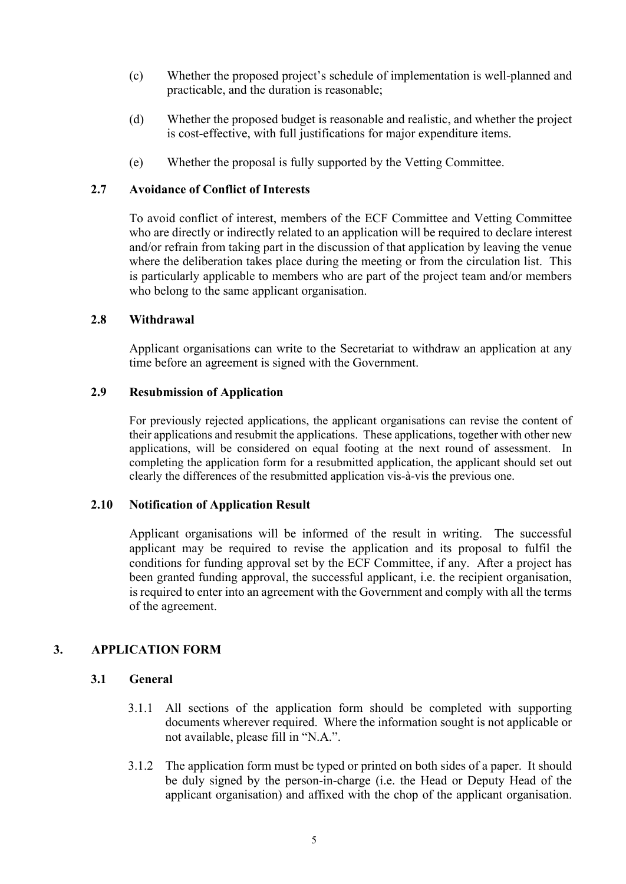(c) Whether the proposed project's schedule of implementation is well-planned and practicable, and the duration is reasonable;

(d) Whether the proposed budget is reasonable and realistic, and whether the project is cost-effective, with full justifications for major expenditure items.

(e) Whether the proposal is fully supported by the Vetting Committee.

### 2.7 Avoidance of Conflict of Interests

To avoid conflict of interest, members of the ECF Committee and Vetting Committee who are directly or indirectly related to an application will be required to declare interest and/or refrain from taking part in the discussion of that application by leaving the venue where the deliberation takes place during the meeting or from the circulation list. This is particularly applicable to members who are part of the project team and/or members who belong to the same applicant organisation.

### 2.8 Withdrawal

Applicant organisations can write to the Secretariat to withdraw an application at any time before an agreement is signed with the Government.

### 2.9 Resubmission of Application

For previously rejected applications, the applicant organisations can revise the content of their applications and resubmit the applications. These applications, together with other new applications, will be considered on equal footing at the next round of assessment. In completing the application form for a resubmitted application, the applicant should set out clearly the differences of the resubmitted application vis-à-vis the previous one.

### 2.10 Notification of Application Result

Applicant organisations will be informed of the result in writing. The successful applicant may be required to revise the application and its proposal to fulfil the conditions for funding approval set by the ECF Committee, if any. After a project has been granted funding approval, the successful applicant, i.e. the recipient organisation, is required to enter into an agreement with the Government and comply with all the terms of the agreement.

## 3. APPLICATION FORM

### 3.1 General

3.1.1 All sections of the application form should be completed with supporting documents wherever required. Where the information sought is not applicable or not available, please fill in "N.A.".

3.1.2 The application form must be typed or printed on both sides of a paper. It should be duly signed by the person-in-charge (i.e. the Head or Deputy Head of the applicant organisation) and affixed with the chop of the applicant organisation.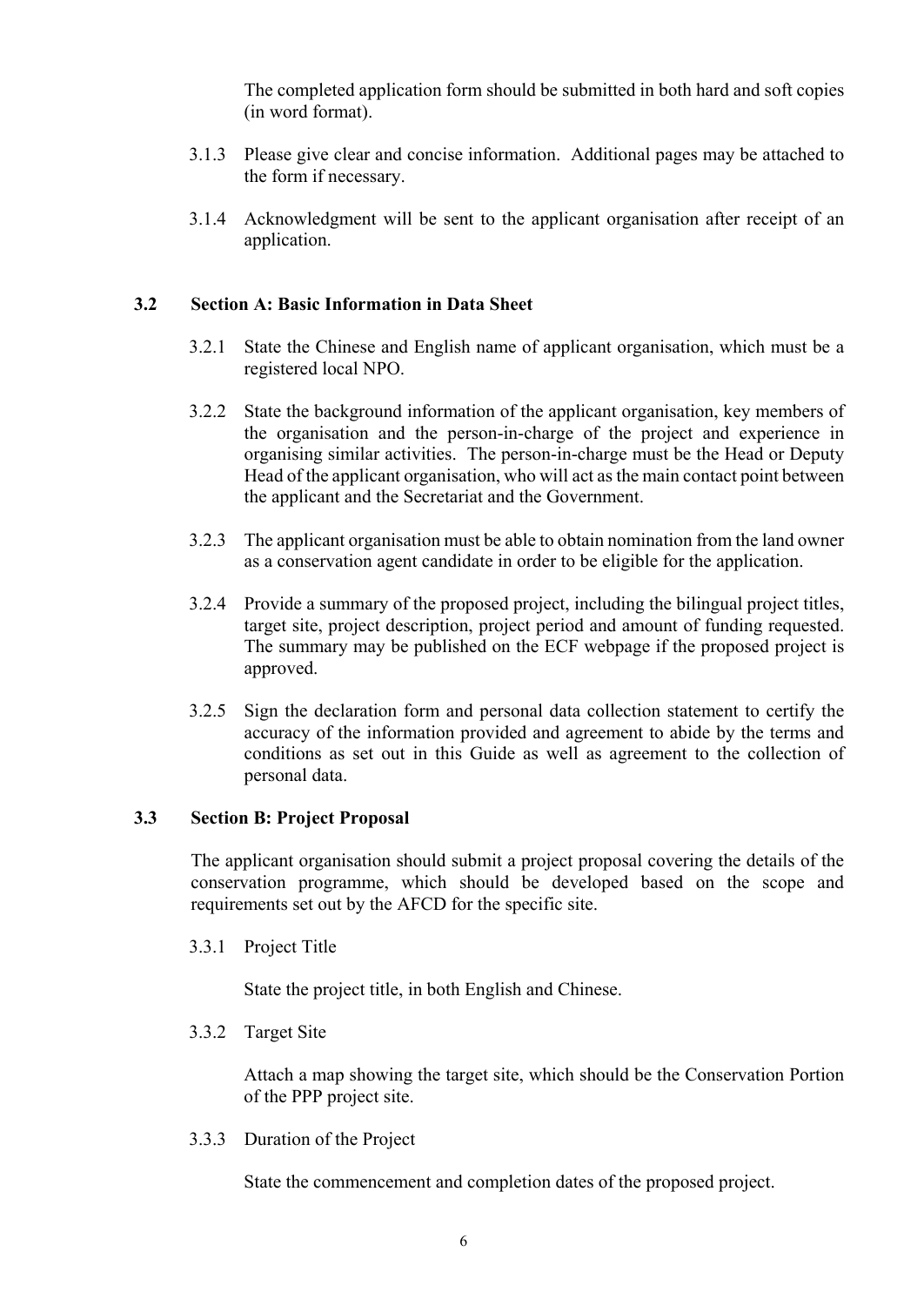The completed application form should be submitted in both hard and soft copies (in word format).

3.1.3 Please give clear and concise information. Additional pages may be attached to the form if necessary.

3.1.4 Acknowledgment will be sent to the applicant organisation after receipt of an application.

### 3.2 Section A: Basic Information in Data Sheet

3.2.1 State the Chinese and English name of applicant organisation, which must be a registered local NPO.

3.2.2 State the background information of the applicant organisation, key members of the organisation and the person-in-charge of the project and experience in organising similar activities. The person-in-charge must be the Head or Deputy Head of the applicant organisation, who will act as the main contact point between the applicant and the Secretariat and the Government.

3.2.3 The applicant organisation must be able to obtain nomination from the land owner as a conservation agent candidate in order to be eligible for the application.

3.2.4 Provide a summary of the proposed project, including the bilingual project titles, target site, project description, project period and amount of funding requested. The summary may be published on the ECF webpage if the proposed project is approved.

3.2.5 Sign the declaration form and personal data collection statement to certify the accuracy of the information provided and agreement to abide by the terms and conditions as set out in this Guide as well as agreement to the collection of personal data.

### 3.3 Section B: Project Proposal

The applicant organisation should submit a project proposal covering the details of the conservation programme, which should be developed based on the scope and requirements set out by the AFCD for the specific site.

3.3.1 Project Title

State the project title, in both English and Chinese.

3.3.2 Target Site

Attach a map showing the target site, which should be the Conservation Portion of the PPP project site.

3.3.3 Duration of the Project

State the commencement and completion dates of the proposed project.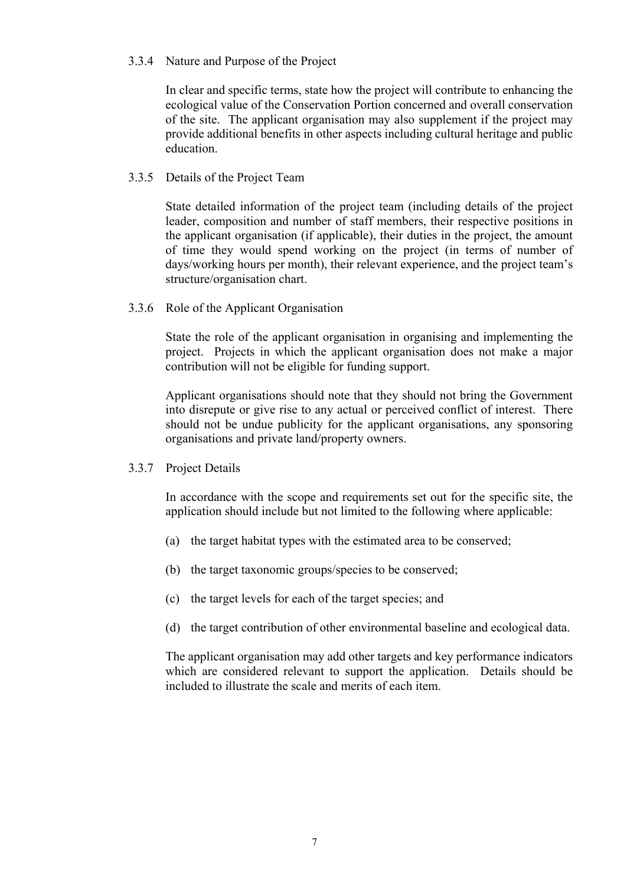#### 3.3.4 Nature and Purpose of the Project

In clear and specific terms, state how the project will contribute to enhancing the ecological value of the Conservation Portion concerned and overall conservation of the site. The applicant organisation may also supplement if the project may provide additional benefits in other aspects including cultural heritage and public education.

#### 3.3.5 Details of the Project Team

State detailed information of the project team (including details of the project leader, composition and number of staff members, their respective positions in the applicant organisation (if applicable), their duties in the project, the amount of time they would spend working on the project (in terms of number of days/working hours per month), their relevant experience, and the project team's structure/organisation chart.

#### 3.3.6 Role of the Applicant Organisation

State the role of the applicant organisation in organising and implementing the project. Projects in which the applicant organisation does not make a major contribution will not be eligible for funding support.

Applicant organisations should note that they should not bring the Government into disrepute or give rise to any actual or perceived conflict of interest. There should not be undue publicity for the applicant organisations, any sponsoring organisations and private land/property owners.

#### 3.3.7 Project Details

In accordance with the scope and requirements set out for the specific site, the application should include but not limited to the following where applicable:

(a) the target habitat types with the estimated area to be conserved;

(b) the target taxonomic groups/species to be conserved;

(c) the target levels for each of the target species; and

(d) the target contribution of other environmental baseline and ecological data.

The applicant organisation may add other targets and key performance indicators which are considered relevant to support the application. Details should be included to illustrate the scale and merits of each item.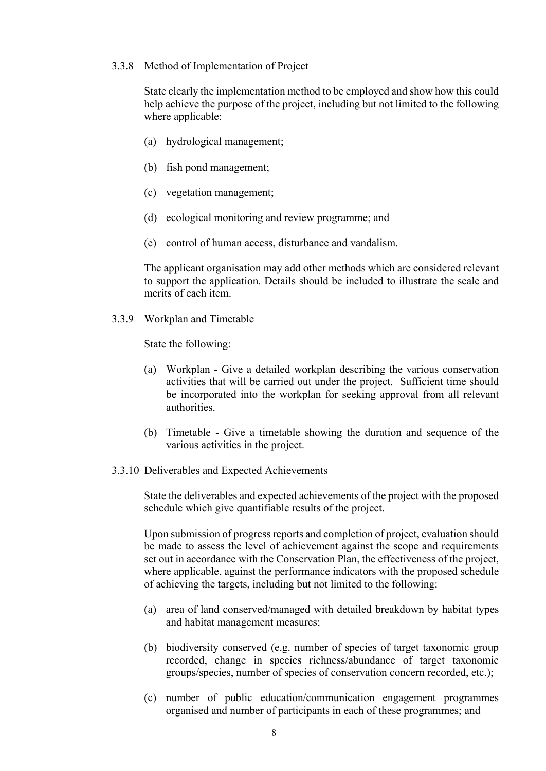### 3.3.8 Method of Implementation of Project

State clearly the implementation method to be employed and show how this could help achieve the purpose of the project, including but not limited to the following where applicable:

(a) hydrological management;

(b) fish pond management;

(c) vegetation management;

(d) ecological monitoring and review programme; and

(e) control of human access, disturbance and vandalism.

The applicant organisation may add other methods which are considered relevant to support the application. Details should be included to illustrate the scale and merits of each item.

### 3.3.9 Workplan and Timetable

State the following:

(a) Workplan - Give a detailed workplan describing the various conservation activities that will be carried out under the project. Sufficient time should be incorporated into the workplan for seeking approval from all relevant authorities.

(b) Timetable - Give a timetable showing the duration and sequence of the various activities in the project.

### 3.3.10 Deliverables and Expected Achievements

State the deliverables and expected achievements of the project with the proposed schedule which give quantifiable results of the project.

Upon submission of progress reports and completion of project, evaluation should be made to assess the level of achievement against the scope and requirements set out in accordance with the Conservation Plan, the effectiveness of the project, where applicable, against the performance indicators with the proposed schedule of achieving the targets, including but not limited to the following:

(a) area of land conserved/managed with detailed breakdown by habitat types and habitat management measures;

(b) biodiversity conserved (e.g. number of species of target taxonomic group recorded, change in species richness/abundance of target taxonomic groups/species, number of species of conservation concern recorded, etc.);

(c) number of public education/communication engagement programmes organised and number of participants in each of these programmes; and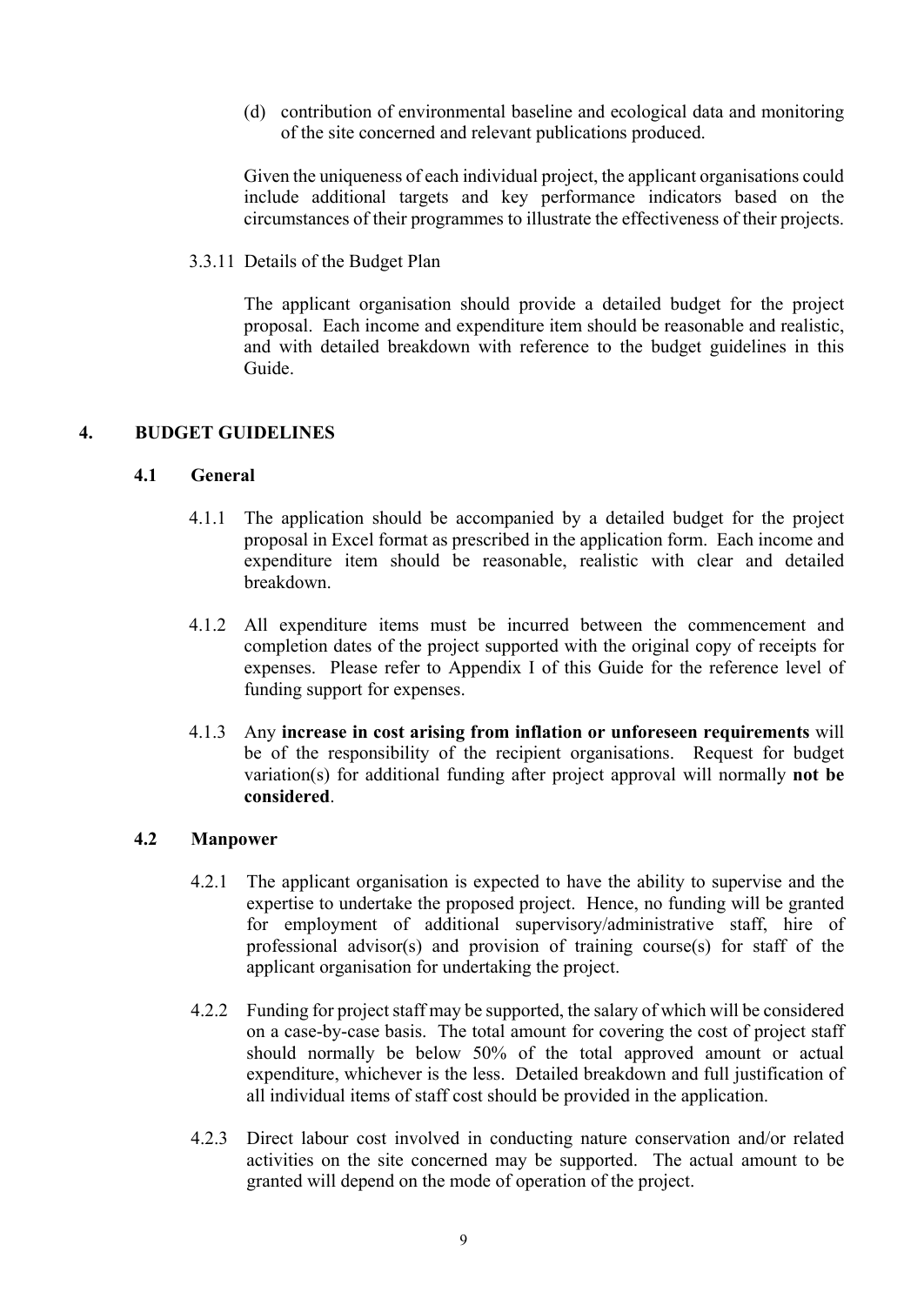(d) contribution of environmental baseline and ecological data and monitoring of the site concerned and relevant publications produced.

Given the uniqueness of each individual project, the applicant organisations could include additional targets and key performance indicators based on the circumstances of their programmes to illustrate the effectiveness of their projects.

3.3.11 Details of the Budget Plan

The applicant organisation should provide a detailed budget for the project proposal. Each income and expenditure item should be reasonable and realistic, and with detailed breakdown with reference to the budget guidelines in this Guide.

## 4. BUDGET GUIDELINES

### 4.1 General

4.1.1 The application should be accompanied by a detailed budget for the project proposal in Excel format as prescribed in the application form. Each income and expenditure item should be reasonable, realistic with clear and detailed breakdown.

4.1.2 All expenditure items must be incurred between the commencement and completion dates of the project supported with the original copy of receipts for expenses. Please refer to Appendix I of this Guide for the reference level of funding support for expenses.

4.1.3 Any **increase in cost arising from inflation or unforeseen requirements** will be of the responsibility of the recipient organisations. Request for budget variation(s) for additional funding after project approval will normally **not be considered**.

### 4.2 Manpower

4.2.1 The applicant organisation is expected to have the ability to supervise and the expertise to undertake the proposed project. Hence, no funding will be granted for employment of additional supervisory/administrative staff, hire of professional advisor(s) and provision of training course(s) for staff of the applicant organisation for undertaking the project.

4.2.2 Funding for project staff may be supported, the salary of which will be considered on a case-by-case basis. The total amount for covering the cost of project staff should normally be below 50% of the total approved amount or actual expenditure, whichever is the less. Detailed breakdown and full justification of all individual items of staff cost should be provided in the application.

4.2.3 Direct labour cost involved in conducting nature conservation and/or related activities on the site concerned may be supported. The actual amount to be granted will depend on the mode of operation of the project.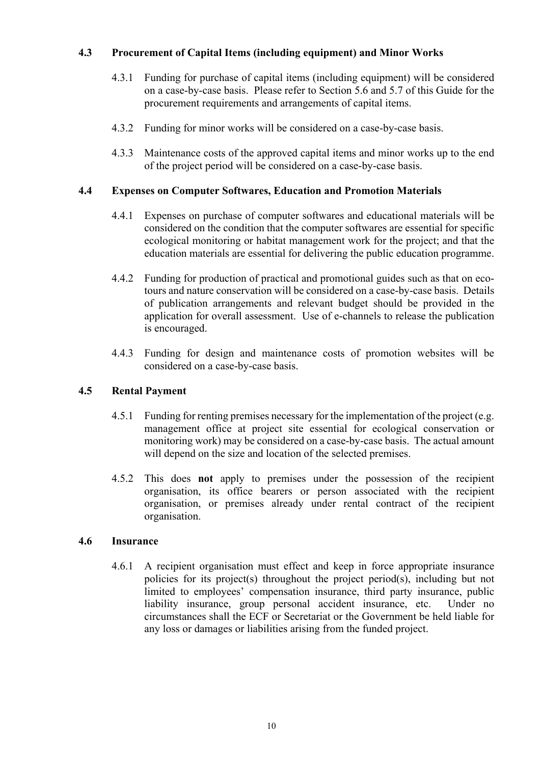### 4.3 Procurement of Capital Items (including equipment) and Minor Works

4.3.1 Funding for purchase of capital items (including equipment) will be considered on a case-by-case basis. Please refer to Section 5.6 and 5.7 of this Guide for the procurement requirements and arrangements of capital items.

4.3.2 Funding for minor works will be considered on a case-by-case basis.

4.3.3 Maintenance costs of the approved capital items and minor works up to the end of the project period will be considered on a case-by-case basis.

### 4.4 Expenses on Computer Softwares, Education and Promotion Materials

4.4.1 Expenses on purchase of computer softwares and educational materials will be considered on the condition that the computer softwares are essential for specific ecological monitoring or habitat management work for the project; and that the education materials are essential for delivering the public education programme.

4.4.2 Funding for production of practical and promotional guides such as that on eco-tours and nature conservation will be considered on a case-by-case basis. Details of publication arrangements and relevant budget should be provided in the application for overall assessment. Use of e-channels to release the publication is encouraged.

4.4.3 Funding for design and maintenance costs of promotion websites will be considered on a case-by-case basis.

### 4.5 Rental Payment

4.5.1 Funding for renting premises necessary for the implementation of the project (e.g. management office at project site essential for ecological conservation or monitoring work) may be considered on a case-by-case basis. The actual amount will depend on the size and location of the selected premises.

4.5.2 This does **not** apply to premises under the possession of the recipient organisation, its office bearers or person associated with the recipient organisation, or premises already under rental contract of the recipient organisation.

### 4.6 Insurance

4.6.1 A recipient organisation must effect and keep in force appropriate insurance policies for its project(s) throughout the project period(s), including but not limited to employees' compensation insurance, third party insurance, public liability insurance, group personal accident insurance, etc. Under no circumstances shall the ECF or Secretariat or the Government be held liable for any loss or damages or liabilities arising from the funded project.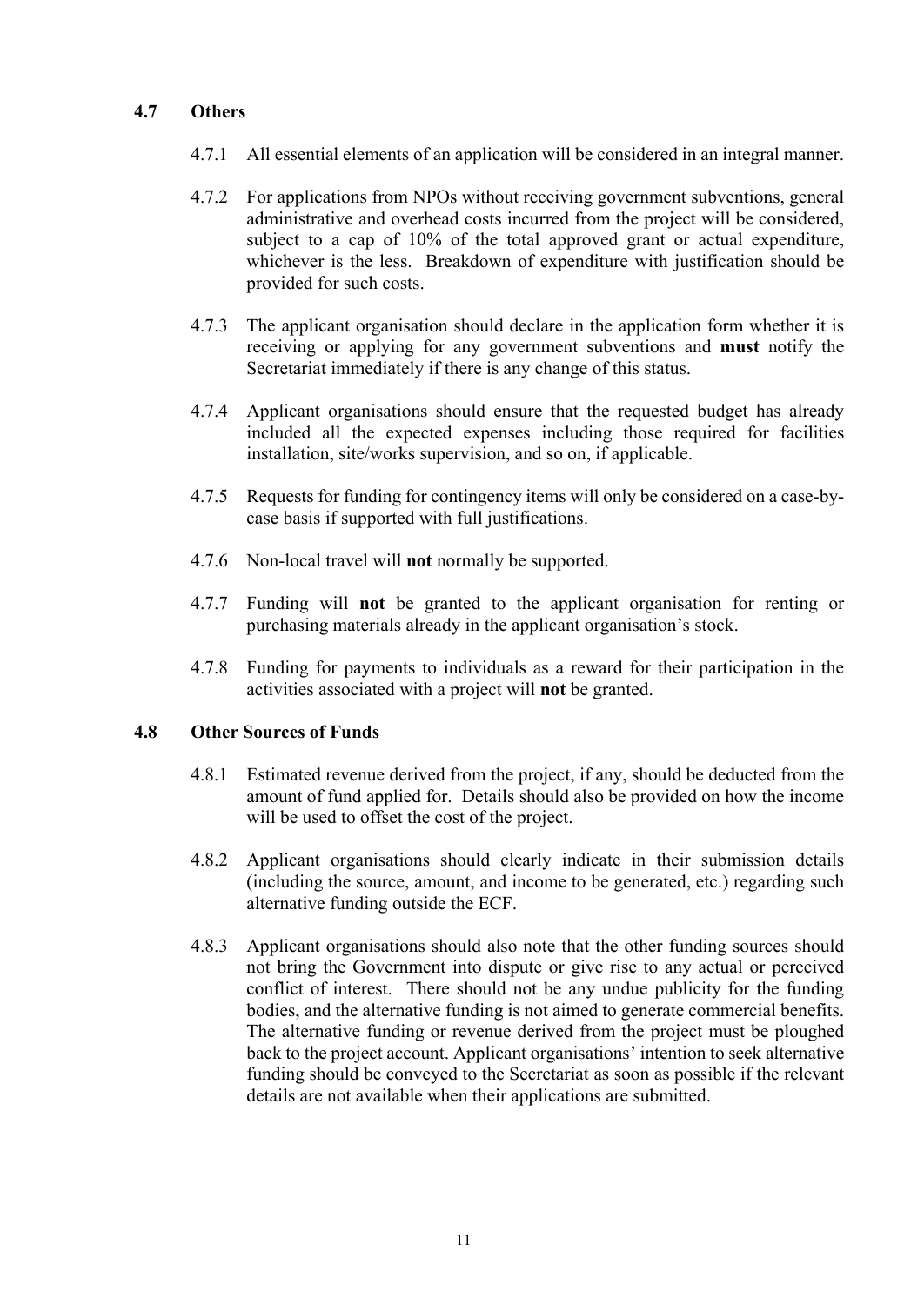### 4.7 Others

4.7.1 All essential elements of an application will be considered in an integral manner.

4.7.2 For applications from NPOs without receiving government subventions, general administrative and overhead costs incurred from the project will be considered, subject to a cap of 10% of the total approved grant or actual expenditure, whichever is the less. Breakdown of expenditure with justification should be provided for such costs.

4.7.3 The applicant organisation should declare in the application form whether it is receiving or applying for any government subventions and **must** notify the Secretariat immediately if there is any change of this status.

4.7.4 Applicant organisations should ensure that the requested budget has already included all the expected expenses including those required for facilities installation, site/works supervision, and so on, if applicable.

4.7.5 Requests for funding for contingency items will only be considered on a case-by-case basis if supported with full justifications.

4.7.6 Non-local travel will **not** normally be supported.

4.7.7 Funding will **not** be granted to the applicant organisation for renting or purchasing materials already in the applicant organisation's stock.

4.7.8 Funding for payments to individuals as a reward for their participation in the activities associated with a project will **not** be granted.

### 4.8 Other Sources of Funds

4.8.1 Estimated revenue derived from the project, if any, should be deducted from the amount of fund applied for. Details should also be provided on how the income will be used to offset the cost of the project.

4.8.2 Applicant organisations should clearly indicate in their submission details (including the source, amount, and income to be generated, etc.) regarding such alternative funding outside the ECF.

4.8.3 Applicant organisations should also note that the other funding sources should not bring the Government into dispute or give rise to any actual or perceived conflict of interest. There should not be any undue publicity for the funding bodies, and the alternative funding is not aimed to generate commercial benefits. The alternative funding or revenue derived from the project must be ploughed back to the project account. Applicant organisations' intention to seek alternative funding should be conveyed to the Secretariat as soon as possible if the relevant details are not available when their applications are submitted.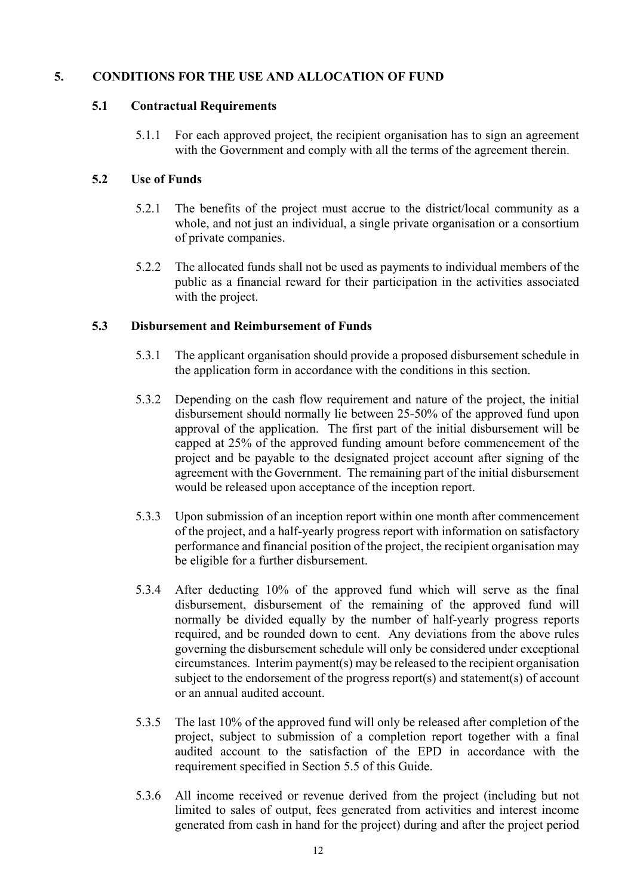## 5. CONDITIONS FOR THE USE AND ALLOCATION OF FUND

### 5.1 Contractual Requirements

5.1.1 For each approved project, the recipient organisation has to sign an agreement with the Government and comply with all the terms of the agreement therein.

### 5.2 Use of Funds

5.2.1 The benefits of the project must accrue to the district/local community as a whole, and not just an individual, a single private organisation or a consortium of private companies.

5.2.2 The allocated funds shall not be used as payments to individual members of the public as a financial reward for their participation in the activities associated with the project.

### 5.3 Disbursement and Reimbursement of Funds

5.3.1 The applicant organisation should provide a proposed disbursement schedule in the application form in accordance with the conditions in this section.

5.3.2 Depending on the cash flow requirement and nature of the project, the initial disbursement should normally lie between 25-50% of the approved fund upon approval of the application. The first part of the initial disbursement will be capped at 25% of the approved funding amount before commencement of the project and be payable to the designated project account after signing of the agreement with the Government. The remaining part of the initial disbursement would be released upon acceptance of the inception report.

5.3.3 Upon submission of an inception report within one month after commencement of the project, and a half-yearly progress report with information on satisfactory performance and financial position of the project, the recipient organisation may be eligible for a further disbursement.

5.3.4 After deducting 10% of the approved fund which will serve as the final disbursement, disbursement of the remaining of the approved fund will normally be divided equally by the number of half-yearly progress reports required, and be rounded down to cent. Any deviations from the above rules governing the disbursement schedule will only be considered under exceptional circumstances. Interim payment(s) may be released to the recipient organisation subject to the endorsement of the progress report(s) and statement(s) of account or an annual audited account.

5.3.5 The last 10% of the approved fund will only be released after completion of the project, subject to submission of a completion report together with a final audited account to the satisfaction of the EPD in accordance with the requirement specified in Section 5.5 of this Guide.

5.3.6 All income received or revenue derived from the project (including but not limited to sales of output, fees generated from activities and interest income generated from cash in hand for the project) during and after the project period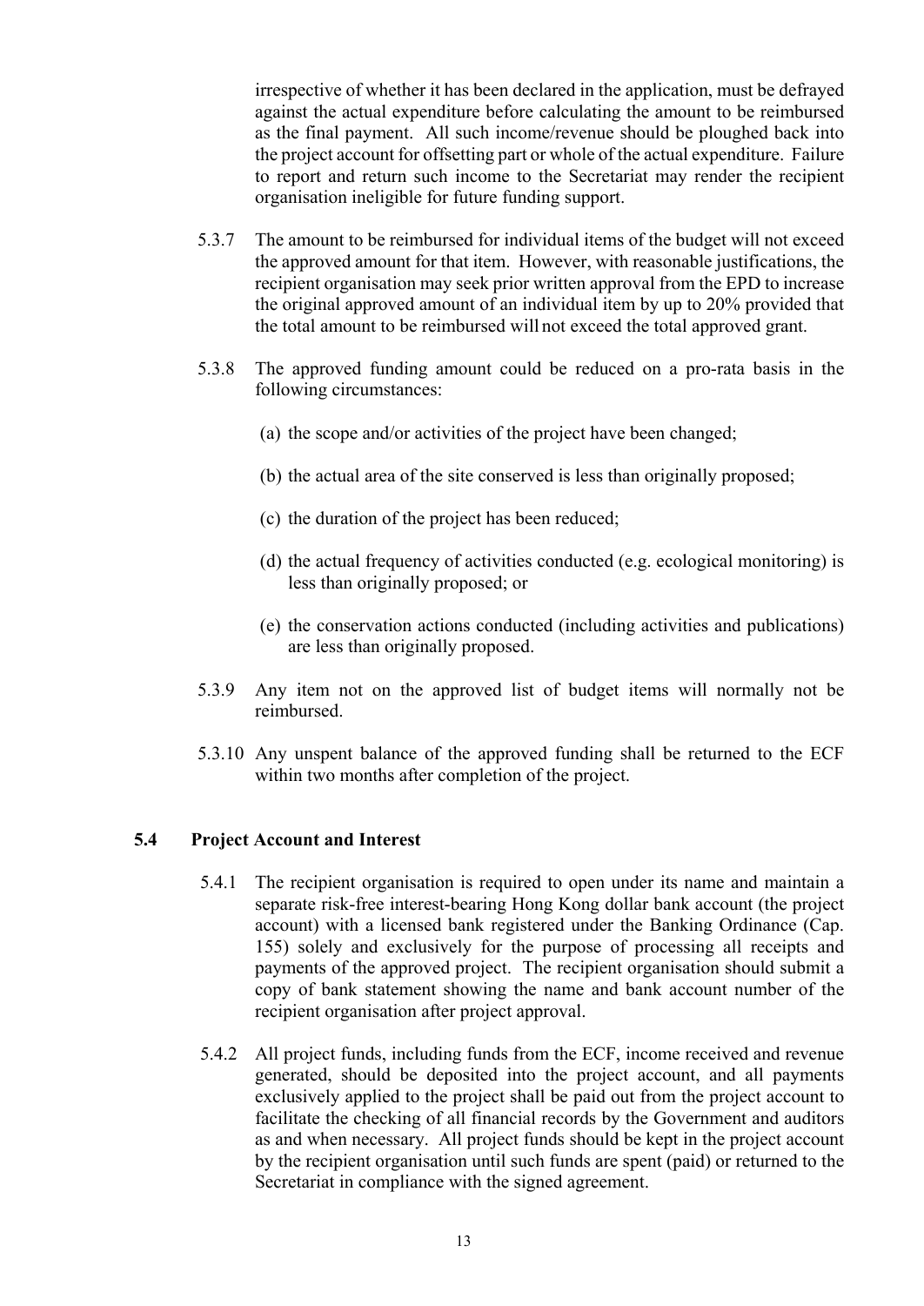irrespective of whether it has been declared in the application, must be defrayed against the actual expenditure before calculating the amount to be reimbursed as the final payment. All such income/revenue should be ploughed back into the project account for offsetting part or whole of the actual expenditure. Failure to report and return such income to the Secretariat may render the recipient organisation ineligible for future funding support.

5.3.7 The amount to be reimbursed for individual items of the budget will not exceed the approved amount for that item. However, with reasonable justifications, the recipient organisation may seek prior written approval from the EPD to increase the original approved amount of an individual item by up to 20% provided that the total amount to be reimbursed will not exceed the total approved grant.

5.3.8 The approved funding amount could be reduced on a pro-rata basis in the following circumstances:

(a) the scope and/or activities of the project have been changed;

(b) the actual area of the site conserved is less than originally proposed;

(c) the duration of the project has been reduced;

(d) the actual frequency of activities conducted (e.g. ecological monitoring) is less than originally proposed; or

(e) the conservation actions conducted (including activities and publications) are less than originally proposed.

5.3.9 Any item not on the approved list of budget items will normally not be reimbursed.

5.3.10 Any unspent balance of the approved funding shall be returned to the ECF within two months after completion of the project.

### 5.4 Project Account and Interest

5.4.1 The recipient organisation is required to open under its name and maintain a separate risk-free interest-bearing Hong Kong dollar bank account (the project account) with a licensed bank registered under the Banking Ordinance (Cap. 155) solely and exclusively for the purpose of processing all receipts and payments of the approved project. The recipient organisation should submit a copy of bank statement showing the name and bank account number of the recipient organisation after project approval.

5.4.2 All project funds, including funds from the ECF, income received and revenue generated, should be deposited into the project account, and all payments exclusively applied to the project shall be paid out from the project account to facilitate the checking of all financial records by the Government and auditors as and when necessary. All project funds should be kept in the project account by the recipient organisation until such funds are spent (paid) or returned to the Secretariat in compliance with the signed agreement.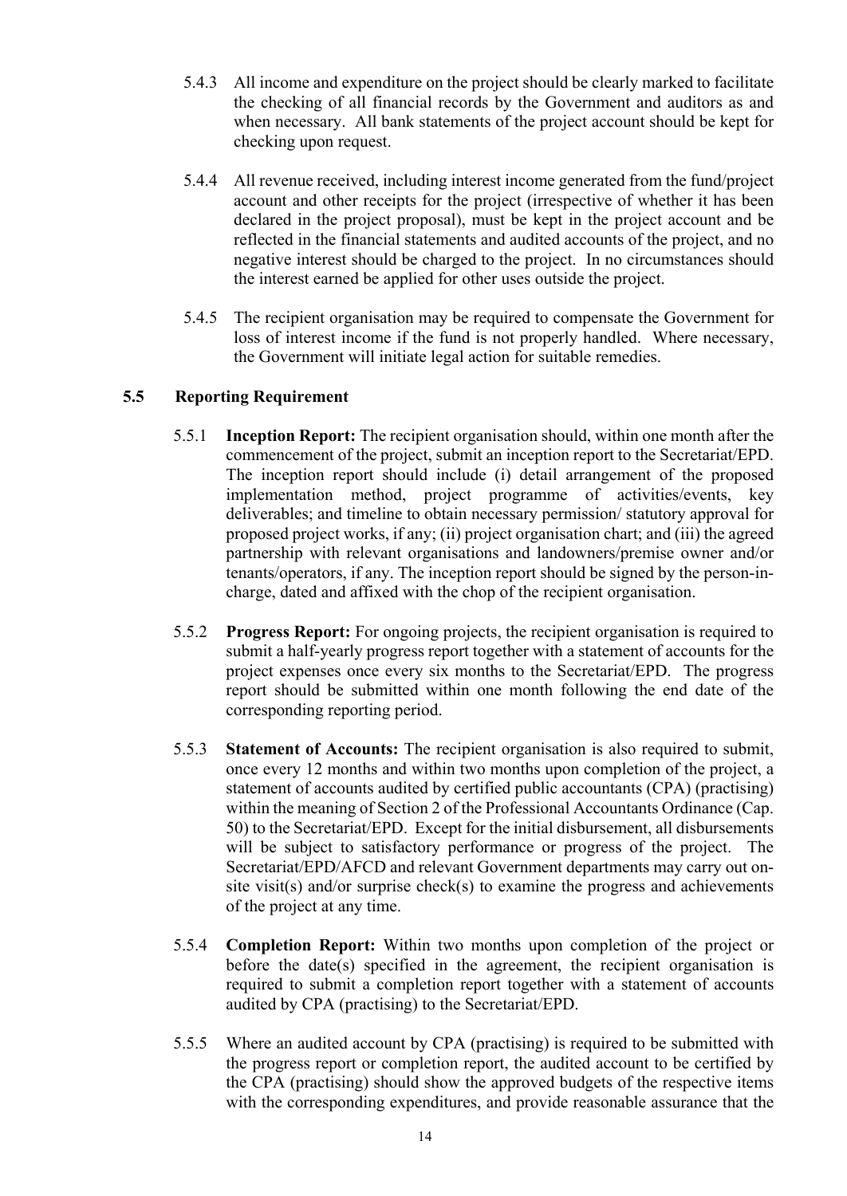5.4.3 All income and expenditure on the project should be clearly marked to facilitate the checking of all financial records by the Government and auditors as and when necessary. All bank statements of the project account should be kept for checking upon request.

5.4.4 All revenue received, including interest income generated from the fund/project account and other receipts for the project (irrespective of whether it has been declared in the project proposal), must be kept in the project account and be reflected in the financial statements and audited accounts of the project, and no negative interest should be charged to the project. In no circumstances should the interest earned be applied for other uses outside the project.

5.4.5 The recipient organisation may be required to compensate the Government for loss of interest income if the fund is not properly handled. Where necessary, the Government will initiate legal action for suitable remedies.

## 5.5 Reporting Requirement

5.5.1 **Inception Report:** The recipient organisation should, within one month after the commencement of the project, submit an inception report to the Secretariat/EPD. The inception report should include (i) detail arrangement of the proposed implementation method, project programme of activities/events, key deliverables; and timeline to obtain necessary permission/ statutory approval for proposed project works, if any; (ii) project organisation chart; and (iii) the agreed partnership with relevant organisations and landowners/premise owner and/or tenants/operators, if any. The inception report should be signed by the person-in-charge, dated and affixed with the chop of the recipient organisation.

5.5.2 **Progress Report:** For ongoing projects, the recipient organisation is required to submit a half-yearly progress report together with a statement of accounts for the project expenses once every six months to the Secretariat/EPD. The progress report should be submitted within one month following the end date of the corresponding reporting period.

5.5.3 **Statement of Accounts:** The recipient organisation is also required to submit, once every 12 months and within two months upon completion of the project, a statement of accounts audited by certified public accountants (CPA) (practising) within the meaning of Section 2 of the Professional Accountants Ordinance (Cap. 50) to the Secretariat/EPD. Except for the initial disbursement, all disbursements will be subject to satisfactory performance or progress of the project. The Secretariat/EPD/AFCD and relevant Government departments may carry out on-site visit(s) and/or surprise check(s) to examine the progress and achievements of the project at any time.

5.5.4 **Completion Report:** Within two months upon completion of the project or before the date(s) specified in the agreement, the recipient organisation is required to submit a completion report together with a statement of accounts audited by CPA (practising) to the Secretariat/EPD.

5.5.5 Where an audited account by CPA (practising) is required to be submitted with the progress report or completion report, the audited account to be certified by the CPA (practising) should show the approved budgets of the respective items with the corresponding expenditures, and provide reasonable assurance that the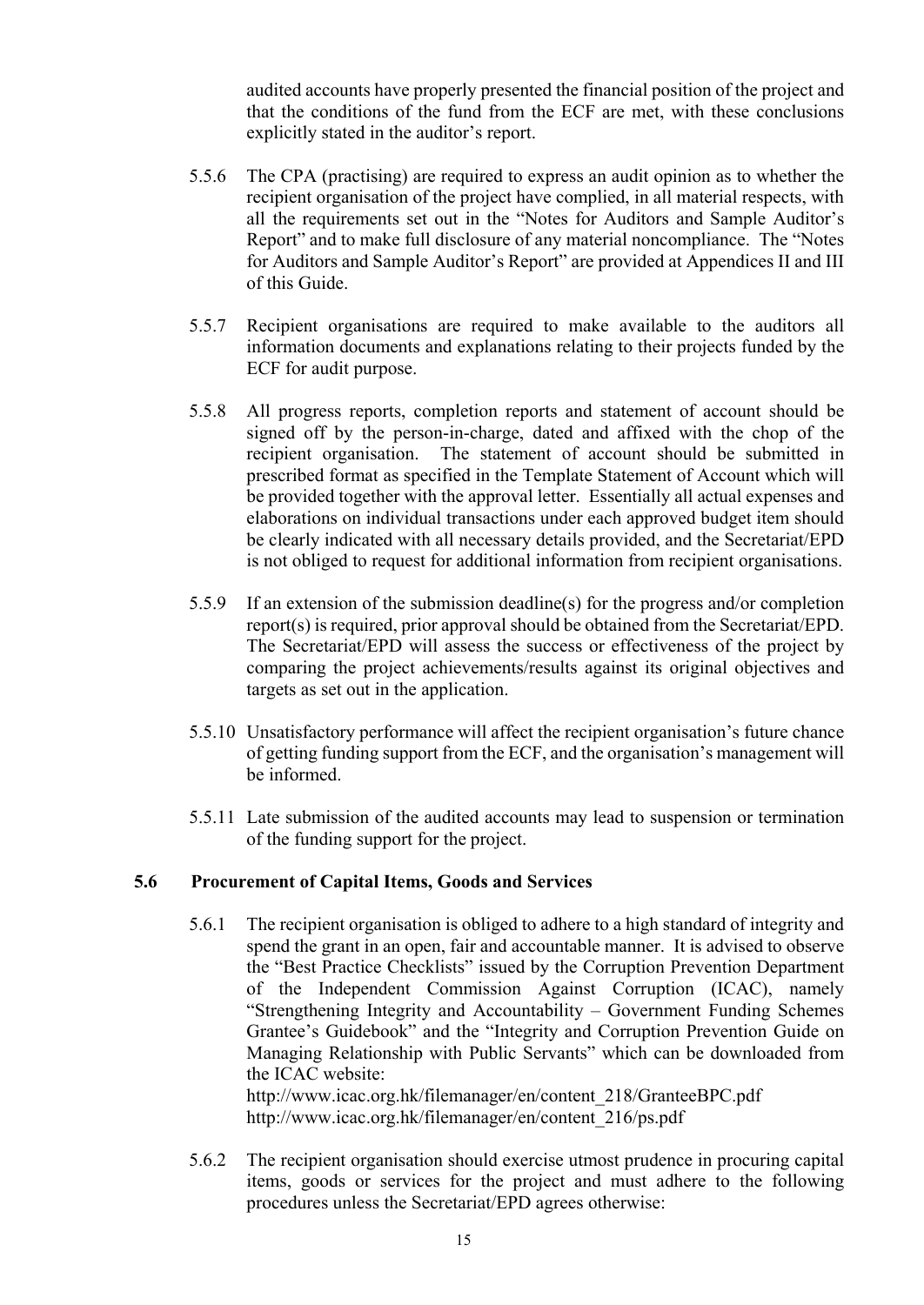audited accounts have properly presented the financial position of the project and that the conditions of the fund from the ECF are met, with these conclusions explicitly stated in the auditor's report.

5.5.6 The CPA (practising) are required to express an audit opinion as to whether the recipient organisation of the project have complied, in all material respects, with all the requirements set out in the "Notes for Auditors and Sample Auditor's Report" and to make full disclosure of any material noncompliance. The "Notes for Auditors and Sample Auditor's Report" are provided at Appendices II and III of this Guide.

5.5.7 Recipient organisations are required to make available to the auditors all information documents and explanations relating to their projects funded by the ECF for audit purpose.

5.5.8 All progress reports, completion reports and statement of account should be signed off by the person-in-charge, dated and affixed with the chop of the recipient organisation. The statement of account should be submitted in prescribed format as specified in the Template Statement of Account which will be provided together with the approval letter. Essentially all actual expenses and elaborations on individual transactions under each approved budget item should be clearly indicated with all necessary details provided, and the Secretariat/EPD is not obliged to request for additional information from recipient organisations.

5.5.9 If an extension of the submission deadline(s) for the progress and/or completion report(s) is required, prior approval should be obtained from the Secretariat/EPD. The Secretariat/EPD will assess the success or effectiveness of the project by comparing the project achievements/results against its original objectives and targets as set out in the application.

5.5.10 Unsatisfactory performance will affect the recipient organisation's future chance of getting funding support from the ECF, and the organisation's management will be informed.

5.5.11 Late submission of the audited accounts may lead to suspension or termination of the funding support for the project.

### 5.6 Procurement of Capital Items, Goods and Services

5.6.1 The recipient organisation is obliged to adhere to a high standard of integrity and spend the grant in an open, fair and accountable manner. It is advised to observe the "Best Practice Checklists" issued by the Corruption Prevention Department of the Independent Commission Against Corruption (ICAC), namely "Strengthening Integrity and Accountability – Government Funding Schemes Grantee's Guidebook" and the "Integrity and Corruption Prevention Guide on Managing Relationship with Public Servants" which can be downloaded from the ICAC website:
http://www.icac.org.hk/filemanager/en/content_218/GranteeBPC.pdf
http://www.icac.org.hk/filemanager/en/content_216/ps.pdf

5.6.2 The recipient organisation should exercise utmost prudence in procuring capital items, goods or services for the project and must adhere to the following procedures unless the Secretariat/EPD agrees otherwise: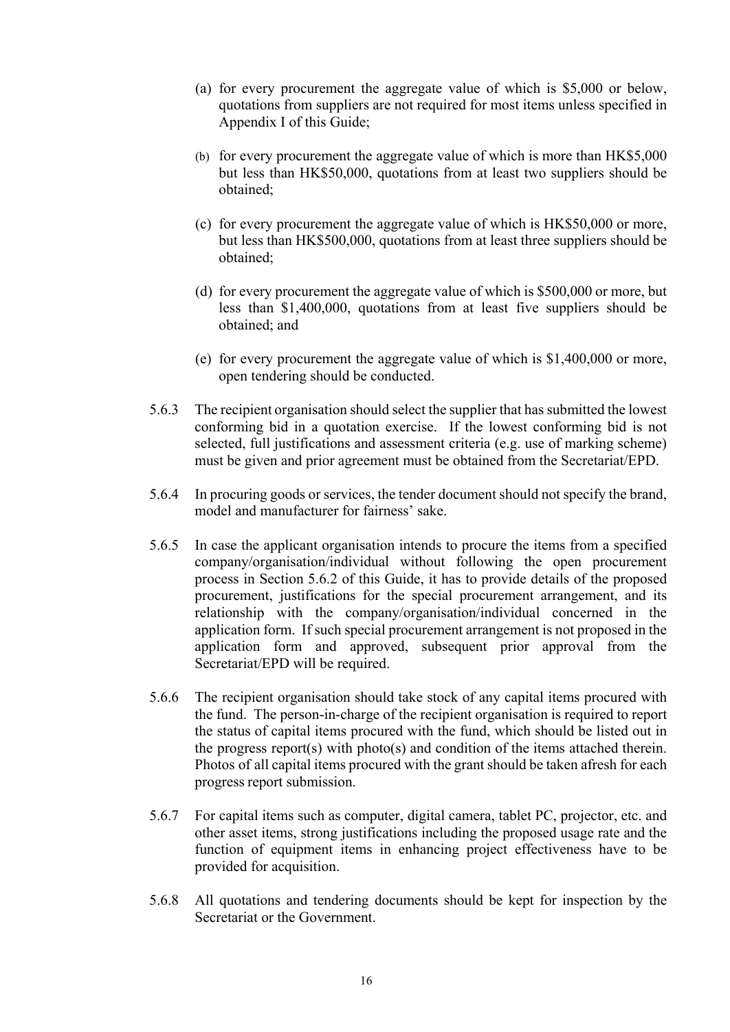(a) for every procurement the aggregate value of which is $5,000 or below, quotations from suppliers are not required for most items unless specified in Appendix I of this Guide;

(b) for every procurement the aggregate value of which is more than HK$5,000 but less than HK$50,000, quotations from at least two suppliers should be obtained;

(c) for every procurement the aggregate value of which is HK$50,000 or more, but less than HK$500,000, quotations from at least three suppliers should be obtained;

(d) for every procurement the aggregate value of which is $500,000 or more, but less than $1,400,000, quotations from at least five suppliers should be obtained; and

(e) for every procurement the aggregate value of which is $1,400,000 or more, open tendering should be conducted.

5.6.3 The recipient organisation should select the supplier that has submitted the lowest conforming bid in a quotation exercise. If the lowest conforming bid is not selected, full justifications and assessment criteria (e.g. use of marking scheme) must be given and prior agreement must be obtained from the Secretariat/EPD.

5.6.4 In procuring goods or services, the tender document should not specify the brand, model and manufacturer for fairness' sake.

5.6.5 In case the applicant organisation intends to procure the items from a specified company/organisation/individual without following the open procurement process in Section 5.6.2 of this Guide, it has to provide details of the proposed procurement, justifications for the special procurement arrangement, and its relationship with the company/organisation/individual concerned in the application form. If such special procurement arrangement is not proposed in the application form and approved, subsequent prior approval from the Secretariat/EPD will be required.

5.6.6 The recipient organisation should take stock of any capital items procured with the fund. The person-in-charge of the recipient organisation is required to report the status of capital items procured with the fund, which should be listed out in the progress report(s) with photo(s) and condition of the items attached therein. Photos of all capital items procured with the grant should be taken afresh for each progress report submission.

5.6.7 For capital items such as computer, digital camera, tablet PC, projector, etc. and other asset items, strong justifications including the proposed usage rate and the function of equipment items in enhancing project effectiveness have to be provided for acquisition.

5.6.8 All quotations and tendering documents should be kept for inspection by the Secretariat or the Government.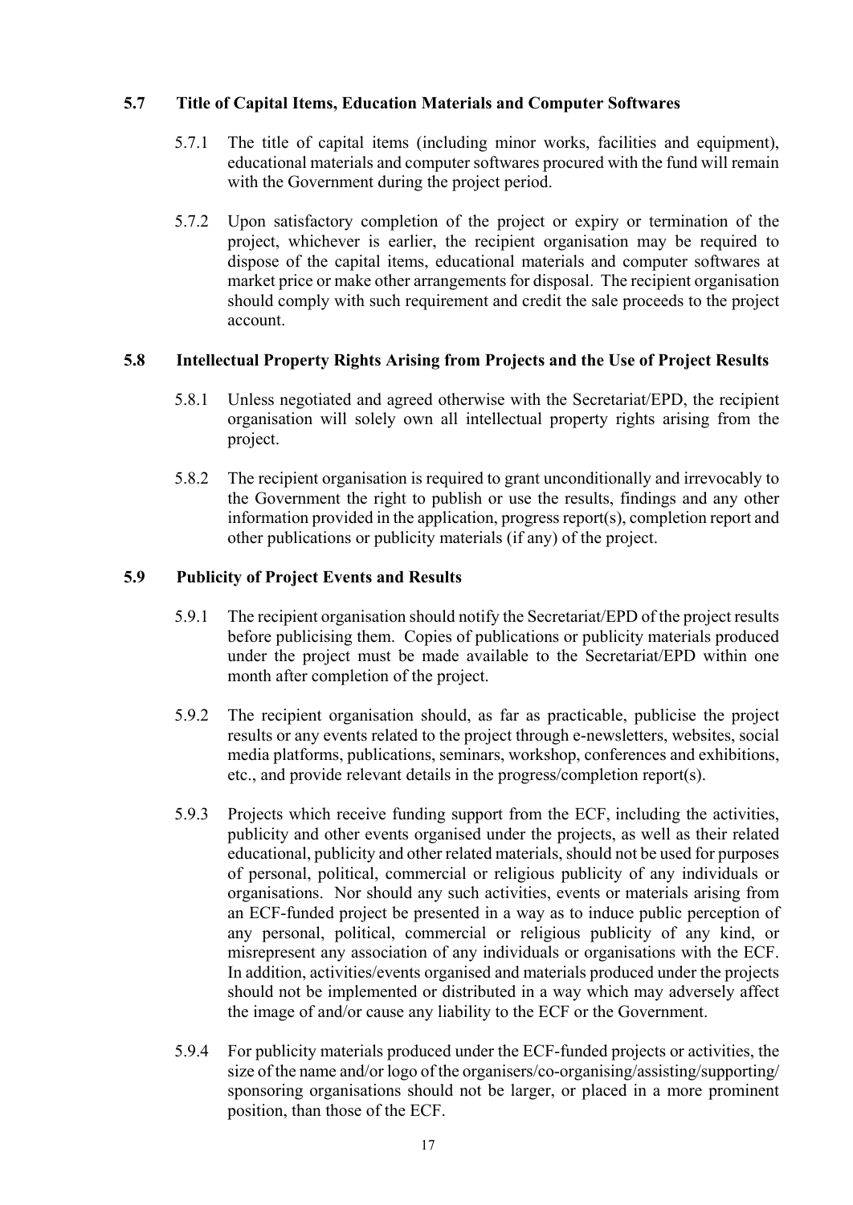### 5.7 Title of Capital Items, Education Materials and Computer Softwares

5.7.1 The title of capital items (including minor works, facilities and equipment), educational materials and computer softwares procured with the fund will remain with the Government during the project period.

5.7.2 Upon satisfactory completion of the project or expiry or termination of the project, whichever is earlier, the recipient organisation may be required to dispose of the capital items, educational materials and computer softwares at market price or make other arrangements for disposal. The recipient organisation should comply with such requirement and credit the sale proceeds to the project account.

### 5.8 Intellectual Property Rights Arising from Projects and the Use of Project Results

5.8.1 Unless negotiated and agreed otherwise with the Secretariat/EPD, the recipient organisation will solely own all intellectual property rights arising from the project.

5.8.2 The recipient organisation is required to grant unconditionally and irrevocably to the Government the right to publish or use the results, findings and any other information provided in the application, progress report(s), completion report and other publications or publicity materials (if any) of the project.

### 5.9 Publicity of Project Events and Results

5.9.1 The recipient organisation should notify the Secretariat/EPD of the project results before publicising them. Copies of publications or publicity materials produced under the project must be made available to the Secretariat/EPD within one month after completion of the project.

5.9.2 The recipient organisation should, as far as practicable, publicise the project results or any events related to the project through e-newsletters, websites, social media platforms, publications, seminars, workshop, conferences and exhibitions, etc., and provide relevant details in the progress/completion report(s).

5.9.3 Projects which receive funding support from the ECF, including the activities, publicity and other events organised under the projects, as well as their related educational, publicity and other related materials, should not be used for purposes of personal, political, commercial or religious publicity of any individuals or organisations. Nor should any such activities, events or materials arising from an ECF-funded project be presented in a way as to induce public perception of any personal, political, commercial or religious publicity of any kind, or misrepresent any association of any individuals or organisations with the ECF. In addition, activities/events organised and materials produced under the projects should not be implemented or distributed in a way which may adversely affect the image of and/or cause any liability to the ECF or the Government.

5.9.4 For publicity materials produced under the ECF-funded projects or activities, the size of the name and/or logo of the organisers/co-organising/assisting/supporting/sponsoring organisations should not be larger, or placed in a more prominent position, than those of the ECF.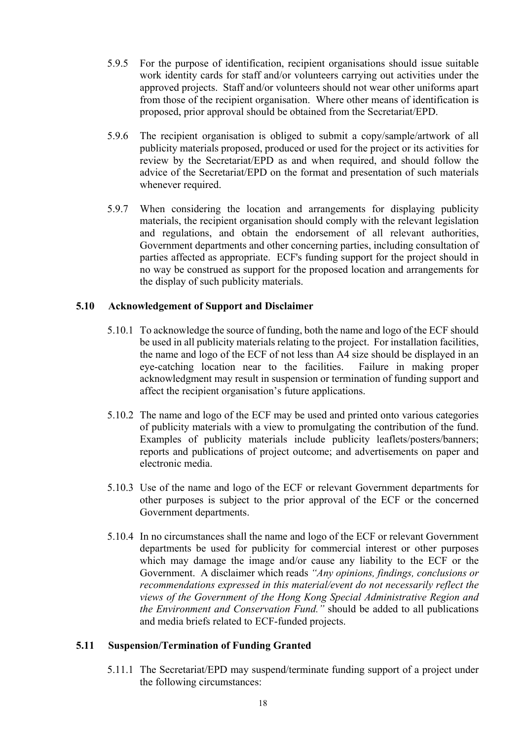5.9.5 For the purpose of identification, recipient organisations should issue suitable work identity cards for staff and/or volunteers carrying out activities under the approved projects. Staff and/or volunteers should not wear other uniforms apart from those of the recipient organisation. Where other means of identification is proposed, prior approval should be obtained from the Secretariat/EPD.

5.9.6 The recipient organisation is obliged to submit a copy/sample/artwork of all publicity materials proposed, produced or used for the project or its activities for review by the Secretariat/EPD as and when required, and should follow the advice of the Secretariat/EPD on the format and presentation of such materials whenever required.

5.9.7 When considering the location and arrangements for displaying publicity materials, the recipient organisation should comply with the relevant legislation and regulations, and obtain the endorsement of all relevant authorities, Government departments and other concerning parties, including consultation of parties affected as appropriate. ECF's funding support for the project should in no way be construed as support for the proposed location and arrangements for the display of such publicity materials.

### 5.10 Acknowledgement of Support and Disclaimer

5.10.1 To acknowledge the source of funding, both the name and logo of the ECF should be used in all publicity materials relating to the project. For installation facilities, the name and logo of the ECF of not less than A4 size should be displayed in an eye-catching location near to the facilities. Failure in making proper acknowledgment may result in suspension or termination of funding support and affect the recipient organisation's future applications.

5.10.2 The name and logo of the ECF may be used and printed onto various categories of publicity materials with a view to promulgating the contribution of the fund. Examples of publicity materials include publicity leaflets/posters/banners; reports and publications of project outcome; and advertisements on paper and electronic media.

5.10.3 Use of the name and logo of the ECF or relevant Government departments for other purposes is subject to the prior approval of the ECF or the concerned Government departments.

5.10.4 In no circumstances shall the name and logo of the ECF or relevant Government departments be used for publicity for commercial interest or other purposes which may damage the image and/or cause any liability to the ECF or the Government. A disclaimer which reads *"Any opinions, findings, conclusions or recommendations expressed in this material/event do not necessarily reflect the views of the Government of the Hong Kong Special Administrative Region and the Environment and Conservation Fund."* should be added to all publications and media briefs related to ECF-funded projects.

### 5.11 Suspension/Termination of Funding Granted

5.11.1 The Secretariat/EPD may suspend/terminate funding support of a project under the following circumstances: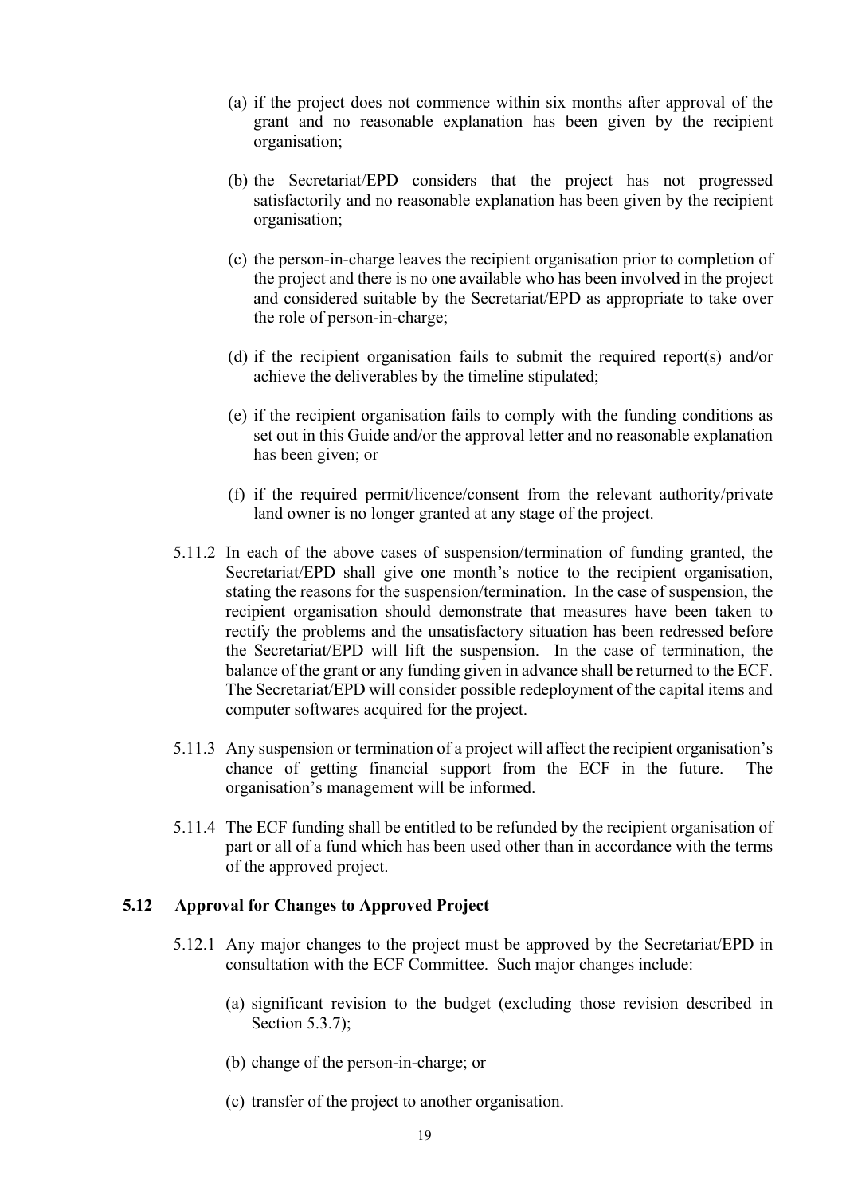(a) if the project does not commence within six months after approval of the grant and no reasonable explanation has been given by the recipient organisation;

(b) the Secretariat/EPD considers that the project has not progressed satisfactorily and no reasonable explanation has been given by the recipient organisation;

(c) the person-in-charge leaves the recipient organisation prior to completion of the project and there is no one available who has been involved in the project and considered suitable by the Secretariat/EPD as appropriate to take over the role of person-in-charge;

(d) if the recipient organisation fails to submit the required report(s) and/or achieve the deliverables by the timeline stipulated;

(e) if the recipient organisation fails to comply with the funding conditions as set out in this Guide and/or the approval letter and no reasonable explanation has been given; or

(f) if the required permit/licence/consent from the relevant authority/private land owner is no longer granted at any stage of the project.

5.11.2 In each of the above cases of suspension/termination of funding granted, the Secretariat/EPD shall give one month's notice to the recipient organisation, stating the reasons for the suspension/termination. In the case of suspension, the recipient organisation should demonstrate that measures have been taken to rectify the problems and the unsatisfactory situation has been redressed before the Secretariat/EPD will lift the suspension. In the case of termination, the balance of the grant or any funding given in advance shall be returned to the ECF. The Secretariat/EPD will consider possible redeployment of the capital items and computer softwares acquired for the project.

5.11.3 Any suspension or termination of a project will affect the recipient organisation's chance of getting financial support from the ECF in the future. The organisation's management will be informed.

5.11.4 The ECF funding shall be entitled to be refunded by the recipient organisation of part or all of a fund which has been used other than in accordance with the terms of the approved project.

### 5.12 Approval for Changes to Approved Project

5.12.1 Any major changes to the project must be approved by the Secretariat/EPD in consultation with the ECF Committee. Such major changes include:

(a) significant revision to the budget (excluding those revision described in Section 5.3.7);

(b) change of the person-in-charge; or

(c) transfer of the project to another organisation.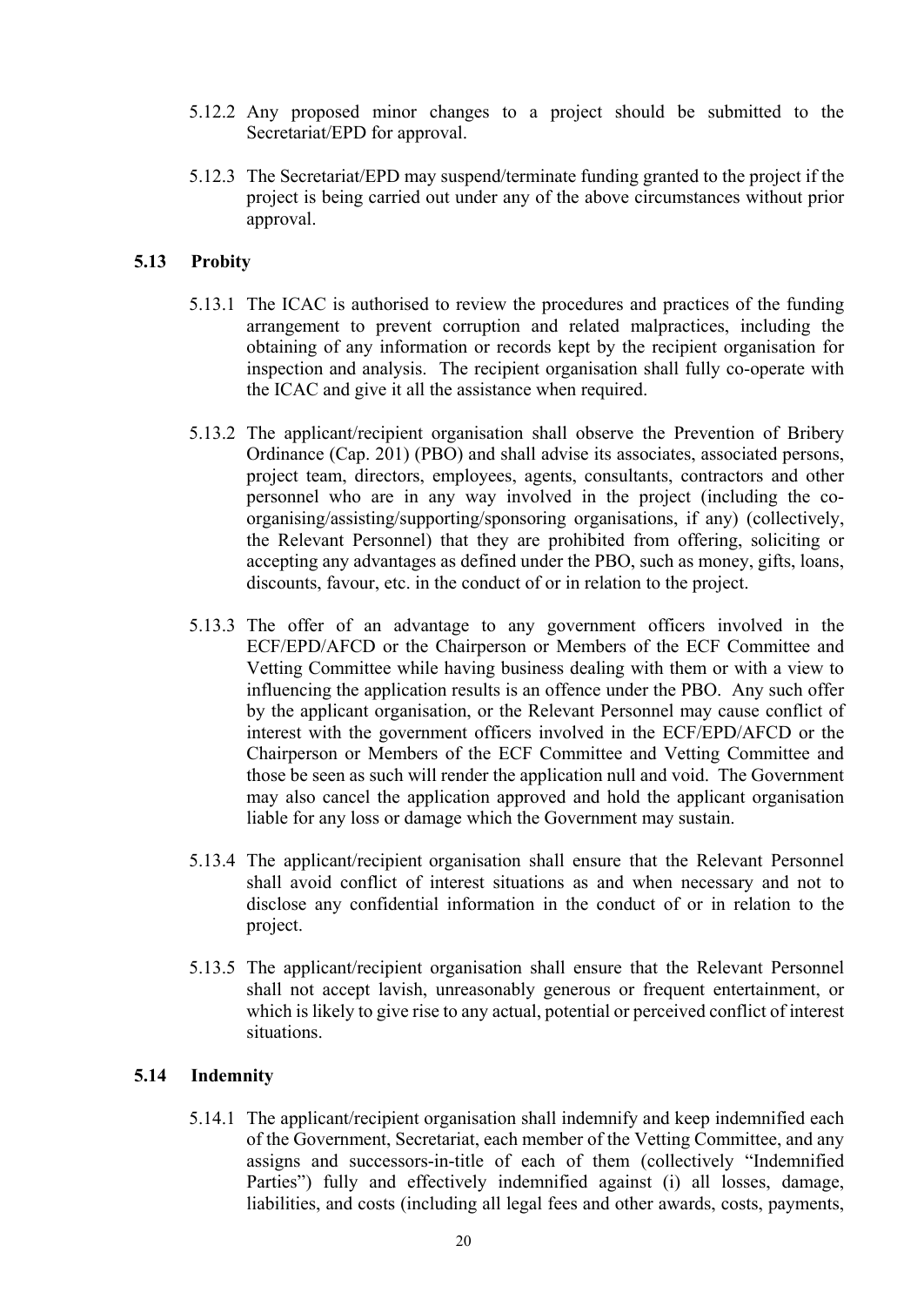5.12.2 Any proposed minor changes to a project should be submitted to the Secretariat/EPD for approval.

5.12.3 The Secretariat/EPD may suspend/terminate funding granted to the project if the project is being carried out under any of the above circumstances without prior approval.

### 5.13 Probity

5.13.1 The ICAC is authorised to review the procedures and practices of the funding arrangement to prevent corruption and related malpractices, including the obtaining of any information or records kept by the recipient organisation for inspection and analysis. The recipient organisation shall fully co-operate with the ICAC and give it all the assistance when required.

5.13.2 The applicant/recipient organisation shall observe the Prevention of Bribery Ordinance (Cap. 201) (PBO) and shall advise its associates, associated persons, project team, directors, employees, agents, consultants, contractors and other personnel who are in any way involved in the project (including the co-organising/assisting/supporting/sponsoring organisations, if any) (collectively, the Relevant Personnel) that they are prohibited from offering, soliciting or accepting any advantages as defined under the PBO, such as money, gifts, loans, discounts, favour, etc. in the conduct of or in relation to the project.

5.13.3 The offer of an advantage to any government officers involved in the ECF/EPD/AFCD or the Chairperson or Members of the ECF Committee and Vetting Committee while having business dealing with them or with a view to influencing the application results is an offence under the PBO. Any such offer by the applicant organisation, or the Relevant Personnel may cause conflict of interest with the government officers involved in the ECF/EPD/AFCD or the Chairperson or Members of the ECF Committee and Vetting Committee and those be seen as such will render the application null and void. The Government may also cancel the application approved and hold the applicant organisation liable for any loss or damage which the Government may sustain.

5.13.4 The applicant/recipient organisation shall ensure that the Relevant Personnel shall avoid conflict of interest situations as and when necessary and not to disclose any confidential information in the conduct of or in relation to the project.

5.13.5 The applicant/recipient organisation shall ensure that the Relevant Personnel shall not accept lavish, unreasonably generous or frequent entertainment, or which is likely to give rise to any actual, potential or perceived conflict of interest situations.

### 5.14 Indemnity

5.14.1 The applicant/recipient organisation shall indemnify and keep indemnified each of the Government, Secretariat, each member of the Vetting Committee, and any assigns and successors-in-title of each of them (collectively "Indemnified Parties") fully and effectively indemnified against (i) all losses, damage, liabilities, and costs (including all legal fees and other awards, costs, payments,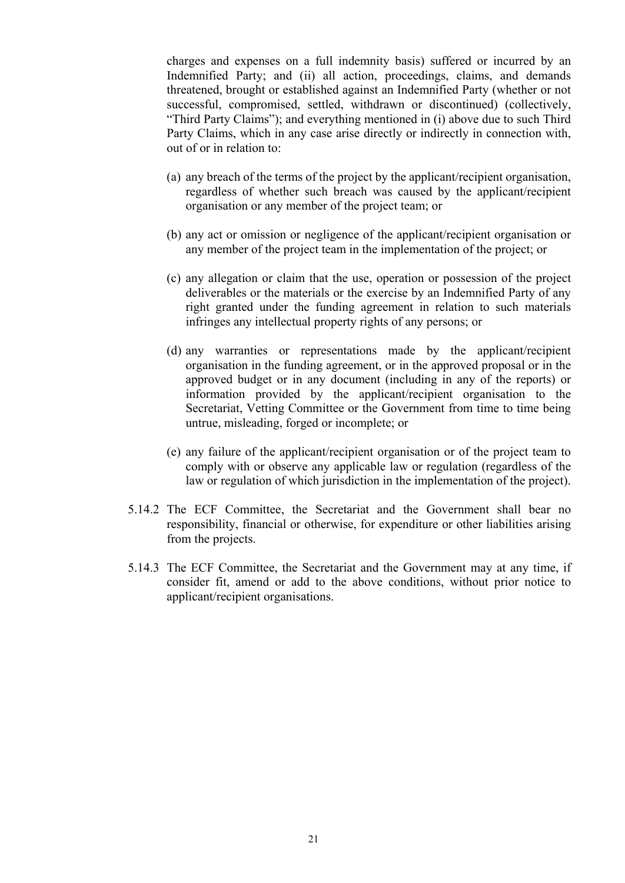charges and expenses on a full indemnity basis) suffered or incurred by an Indemnified Party; and (ii) all action, proceedings, claims, and demands threatened, brought or established against an Indemnified Party (whether or not successful, compromised, settled, withdrawn or discontinued) (collectively, "Third Party Claims"); and everything mentioned in (i) above due to such Third Party Claims, which in any case arise directly or indirectly in connection with, out of or in relation to:

(a) any breach of the terms of the project by the applicant/recipient organisation, regardless of whether such breach was caused by the applicant/recipient organisation or any member of the project team; or

(b) any act or omission or negligence of the applicant/recipient organisation or any member of the project team in the implementation of the project; or

(c) any allegation or claim that the use, operation or possession of the project deliverables or the materials or the exercise by an Indemnified Party of any right granted under the funding agreement in relation to such materials infringes any intellectual property rights of any persons; or

(d) any warranties or representations made by the applicant/recipient organisation in the funding agreement, or in the approved proposal or in the approved budget or in any document (including in any of the reports) or information provided by the applicant/recipient organisation to the Secretariat, Vetting Committee or the Government from time to time being untrue, misleading, forged or incomplete; or

(e) any failure of the applicant/recipient organisation or of the project team to comply with or observe any applicable law or regulation (regardless of the law or regulation of which jurisdiction in the implementation of the project).

5.14.2 The ECF Committee, the Secretariat and the Government shall bear no responsibility, financial or otherwise, for expenditure or other liabilities arising from the projects.

5.14.3 The ECF Committee, the Secretariat and the Government may at any time, if consider fit, amend or add to the above conditions, without prior notice to applicant/recipient organisations.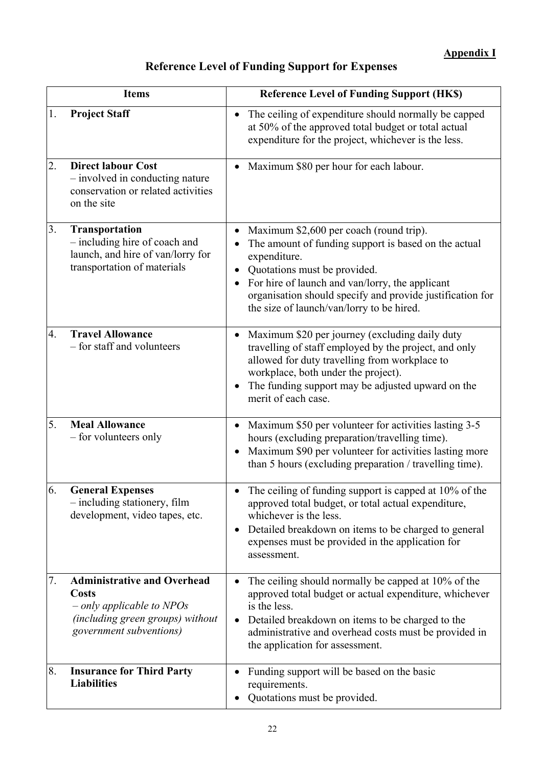**Appendix I**

## Reference Level of Funding Support for Expenses

| Items | Reference Level of Funding Support (HK$) |
|---|---|
| 1. **Project Staff** | • The ceiling of expenditure should normally be capped at 50% of the approved total budget or total actual expenditure for the project, whichever is the less. |
| 2. **Direct labour Cost** – involved in conducting nature conservation or related activities on the site | • Maximum $80 per hour for each labour. |
| 3. **Transportation** – including hire of coach and launch, and hire of van/lorry for transportation of materials | • Maximum $2,600 per coach (round trip).<br>• The amount of funding support is based on the actual expenditure.<br>• Quotations must be provided.<br>• For hire of launch and van/lorry, the applicant organisation should specify and provide justification for the size of launch/van/lorry to be hired. |
| 4. **Travel Allowance** – for staff and volunteers | • Maximum $20 per journey (excluding daily duty travelling of staff employed by the project, and only allowed for duty travelling from workplace to workplace, both under the project).<br>• The funding support may be adjusted upward on the merit of each case. |
| 5. **Meal Allowance** – for volunteers only | • Maximum $50 per volunteer for activities lasting 3-5 hours (excluding preparation/travelling time).<br>• Maximum $90 per volunteer for activities lasting more than 5 hours (excluding preparation / travelling time). |
| 6. **General Expenses** – including stationery, film development, video tapes, etc. | • The ceiling of funding support is capped at 10% of the approved total budget, or total actual expenditure, whichever is the less.<br>• Detailed breakdown on items to be charged to general expenses must be provided in the application for assessment. |
| 7. **Administrative and Overhead Costs** *– only applicable to NPOs (including green groups) without government subventions)* | • The ceiling should normally be capped at 10% of the approved total budget or actual expenditure, whichever is the less.<br>• Detailed breakdown on items to be charged to the administrative and overhead costs must be provided in the application for assessment. |
| 8. **Insurance for Third Party Liabilities** | • Funding support will be based on the basic requirements.<br>• Quotations must be provided. |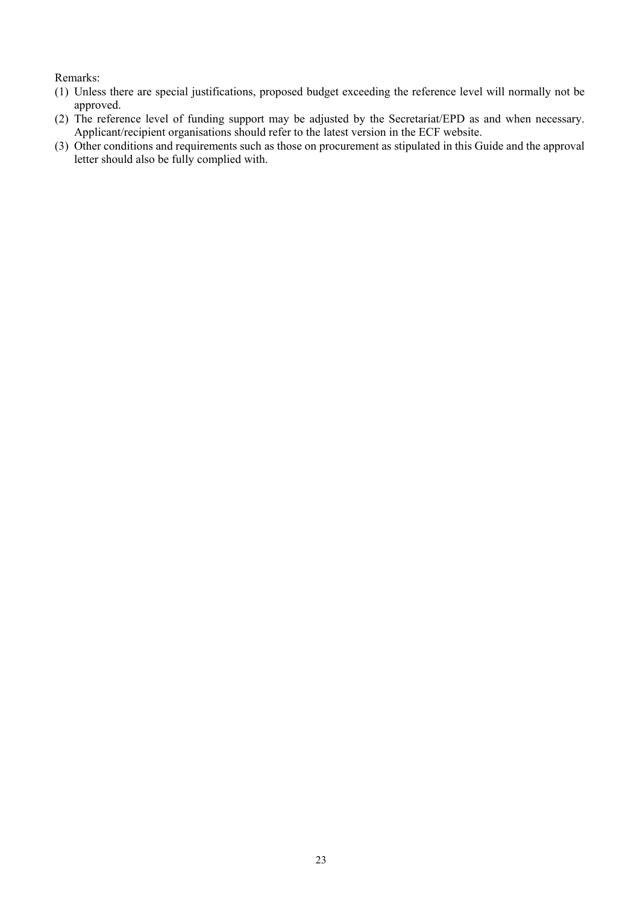Remarks:

(1) Unless there are special justifications, proposed budget exceeding the reference level will normally not be approved.
(2) The reference level of funding support may be adjusted by the Secretariat/EPD as and when necessary. Applicant/recipient organisations should refer to the latest version in the ECF website.
(3) Other conditions and requirements such as those on procurement as stipulated in this Guide and the approval letter should also be fully complied with.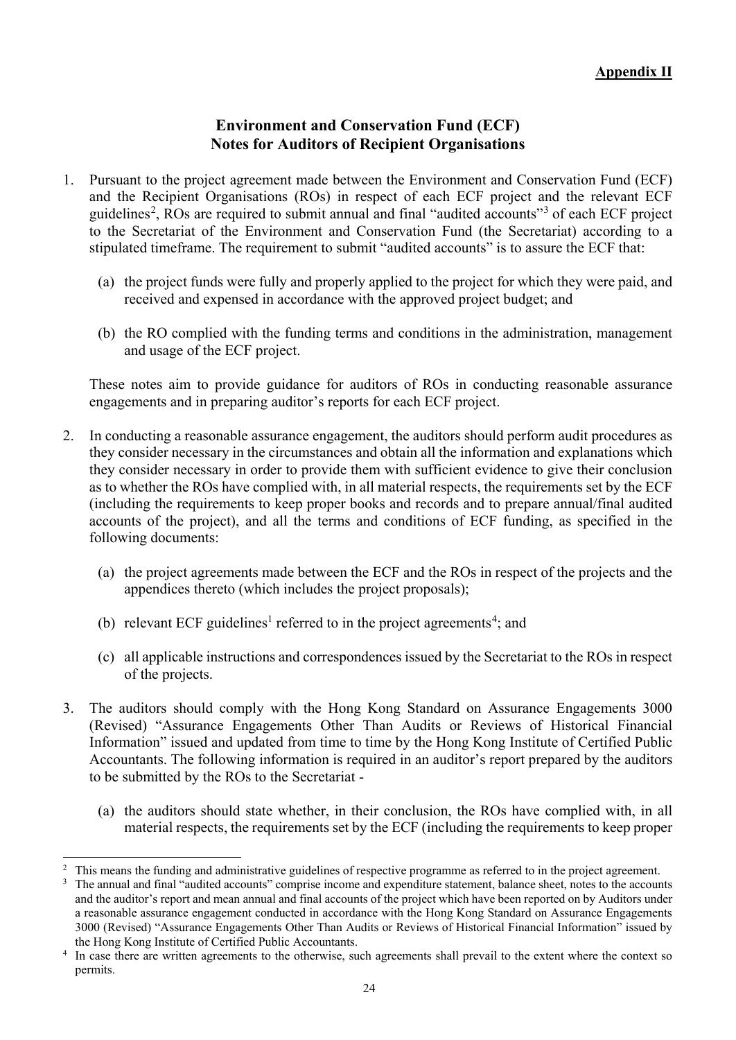**Appendix II**

## Environment and Conservation Fund (ECF)
## Notes for Auditors of Recipient Organisations

1. Pursuant to the project agreement made between the Environment and Conservation Fund (ECF) and the Recipient Organisations (ROs) in respect of each ECF project and the relevant ECF guidelines[2], ROs are required to submit annual and final "audited accounts"[3] of each ECF project to the Secretariat of the Environment and Conservation Fund (the Secretariat) according to a stipulated timeframe. The requirement to submit "audited accounts" is to assure the ECF that:

   (a) the project funds were fully and properly applied to the project for which they were paid, and received and expensed in accordance with the approved project budget; and

   (b) the RO complied with the funding terms and conditions in the administration, management and usage of the ECF project.

   These notes aim to provide guidance for auditors of ROs in conducting reasonable assurance engagements and in preparing auditor's reports for each ECF project.

2. In conducting a reasonable assurance engagement, the auditors should perform audit procedures as they consider necessary in the circumstances and obtain all the information and explanations which they consider necessary in order to provide them with sufficient evidence to give their conclusion as to whether the ROs have complied with, in all material respects, the requirements set by the ECF (including the requirements to keep proper books and records and to prepare annual/final audited accounts of the project), and all the terms and conditions of ECF funding, as specified in the following documents:

   (a) the project agreements made between the ECF and the ROs in respect of the projects and the appendices thereto (which includes the project proposals);

   (b) relevant ECF guidelines[1] referred to in the project agreements[4]; and

   (c) all applicable instructions and correspondences issued by the Secretariat to the ROs in respect of the projects.

3. The auditors should comply with the Hong Kong Standard on Assurance Engagements 3000 (Revised) "Assurance Engagements Other Than Audits or Reviews of Historical Financial Information" issued and updated from time to time by the Hong Kong Institute of Certified Public Accountants. The following information is required in an auditor's report prepared by the auditors to be submitted by the ROs to the Secretariat -

   (a) the auditors should state whether, in their conclusion, the ROs have complied with, in all material respects, the requirements set by the ECF (including the requirements to keep proper

---

[2] This means the funding and administrative guidelines of respective programme as referred to in the project agreement.

[3] The annual and final "audited accounts" comprise income and expenditure statement, balance sheet, notes to the accounts and the auditor's report and mean annual and final accounts of the project which have been reported on by Auditors under a reasonable assurance engagement conducted in accordance with the Hong Kong Standard on Assurance Engagements 3000 (Revised) "Assurance Engagements Other Than Audits or Reviews of Historical Financial Information" issued by the Hong Kong Institute of Certified Public Accountants.

[4] In case there are written agreements to the otherwise, such agreements shall prevail to the extent where the context so permits.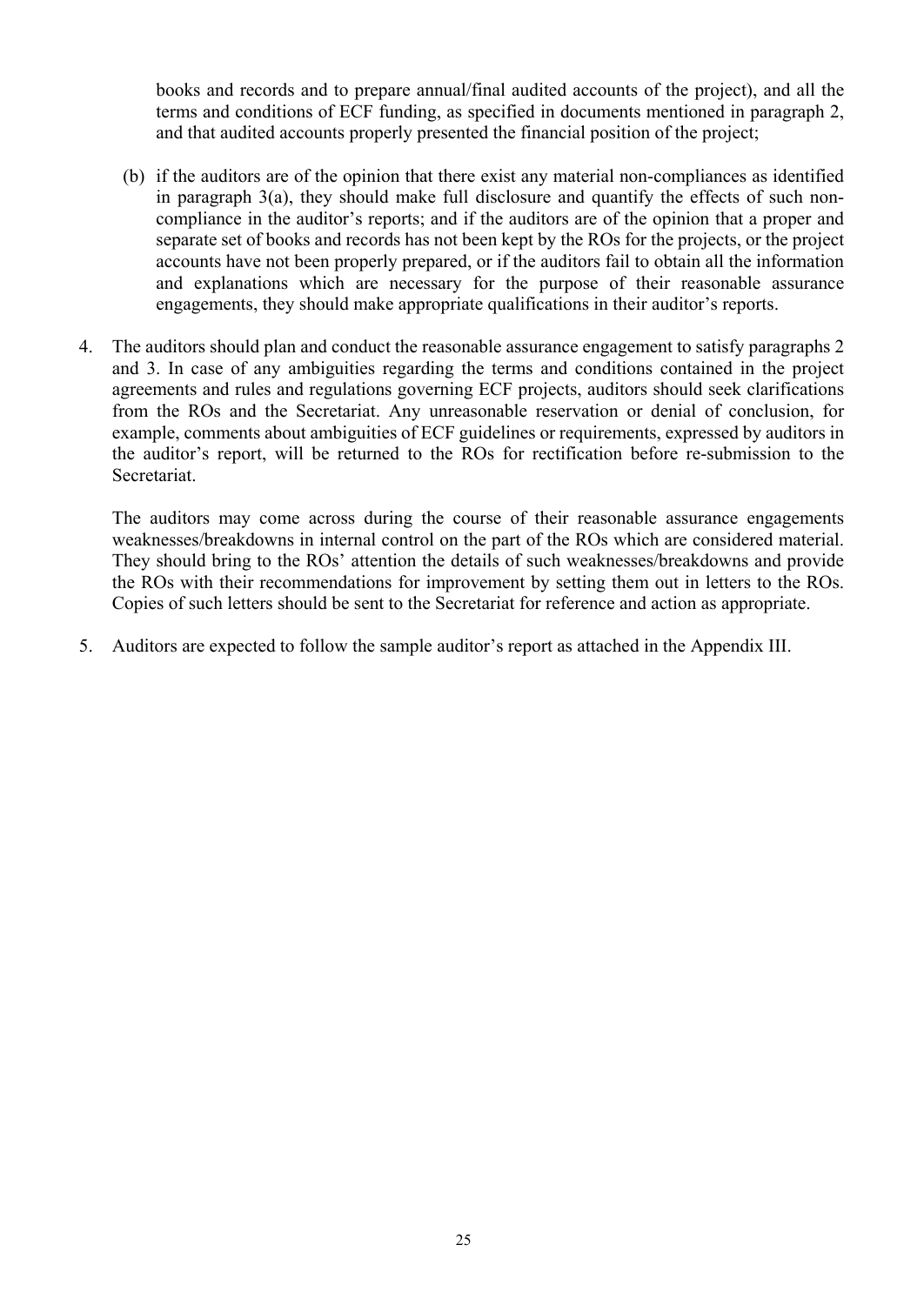books and records and to prepare annual/final audited accounts of the project), and all the terms and conditions of ECF funding, as specified in documents mentioned in paragraph 2, and that audited accounts properly presented the financial position of the project;

(b) if the auditors are of the opinion that there exist any material non-compliances as identified in paragraph 3(a), they should make full disclosure and quantify the effects of such non-compliance in the auditor's reports; and if the auditors are of the opinion that a proper and separate set of books and records has not been kept by the ROs for the projects, or the project accounts have not been properly prepared, or if the auditors fail to obtain all the information and explanations which are necessary for the purpose of their reasonable assurance engagements, they should make appropriate qualifications in their auditor's reports.

4. The auditors should plan and conduct the reasonable assurance engagement to satisfy paragraphs 2 and 3. In case of any ambiguities regarding the terms and conditions contained in the project agreements and rules and regulations governing ECF projects, auditors should seek clarifications from the ROs and the Secretariat. Any unreasonable reservation or denial of conclusion, for example, comments about ambiguities of ECF guidelines or requirements, expressed by auditors in the auditor's report, will be returned to the ROs for rectification before re-submission to the Secretariat.

   The auditors may come across during the course of their reasonable assurance engagements weaknesses/breakdowns in internal control on the part of the ROs which are considered material. They should bring to the ROs' attention the details of such weaknesses/breakdowns and provide the ROs with their recommendations for improvement by setting them out in letters to the ROs. Copies of such letters should be sent to the Secretariat for reference and action as appropriate.

5. Auditors are expected to follow the sample auditor's report as attached in the Appendix III.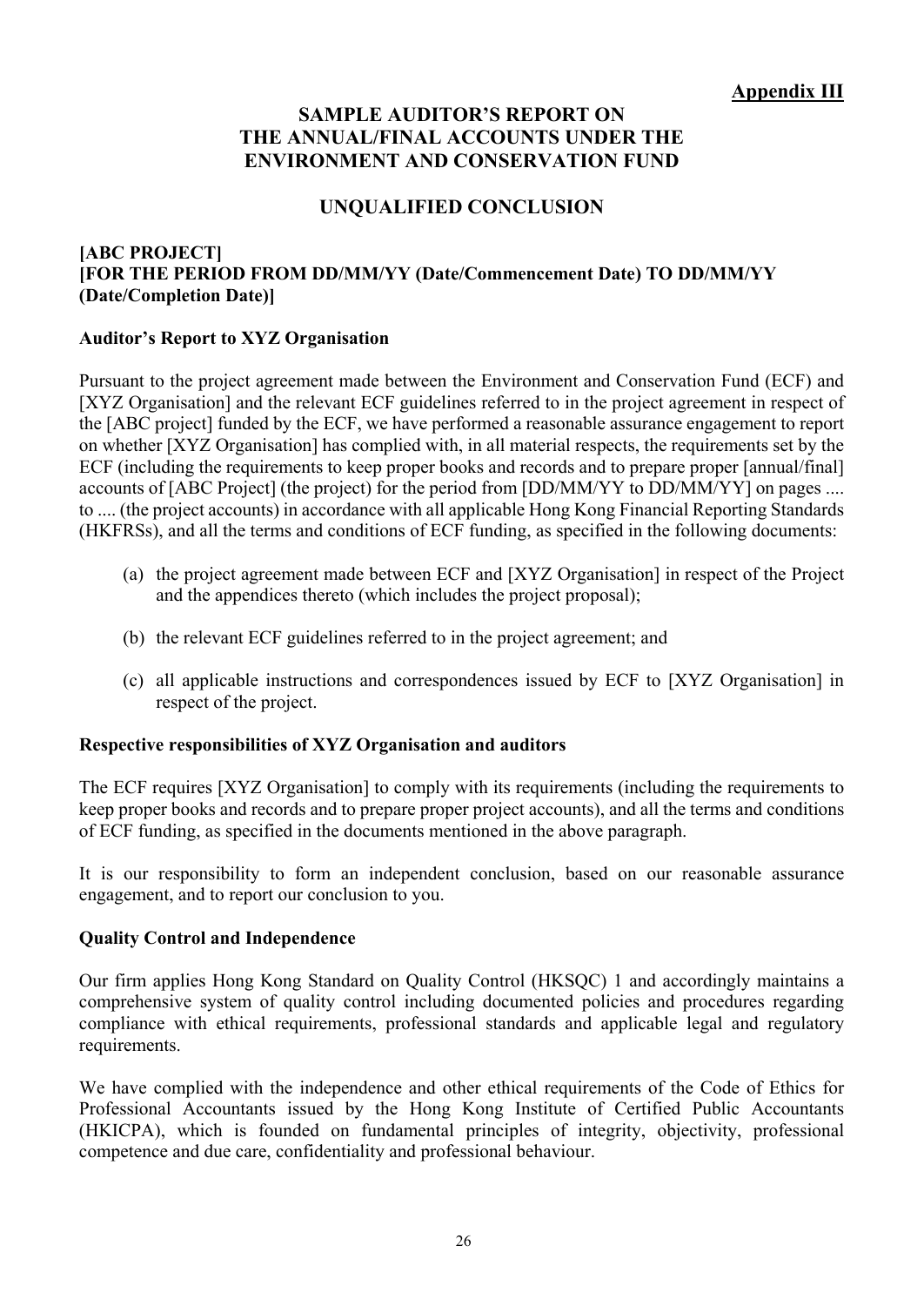**Appendix III**

# SAMPLE AUDITOR'S REPORT ON THE ANNUAL/FINAL ACCOUNTS UNDER THE ENVIRONMENT AND CONSERVATION FUND

## UNQUALIFIED CONCLUSION

**[ABC PROJECT]**
**[FOR THE PERIOD FROM DD/MM/YY (Date/Commencement Date) TO DD/MM/YY (Date/Completion Date)]**

**Auditor's Report to XYZ Organisation**

Pursuant to the project agreement made between the Environment and Conservation Fund (ECF) and [XYZ Organisation] and the relevant ECF guidelines referred to in the project agreement in respect of the [ABC project] funded by the ECF, we have performed a reasonable assurance engagement to report on whether [XYZ Organisation] has complied with, in all material respects, the requirements set by the ECF (including the requirements to keep proper books and records and to prepare proper [annual/final] accounts of [ABC Project] (the project) for the period from [DD/MM/YY to DD/MM/YY] on pages .... to .... (the project accounts) in accordance with all applicable Hong Kong Financial Reporting Standards (HKFRSs), and all the terms and conditions of ECF funding, as specified in the following documents:

(a) the project agreement made between ECF and [XYZ Organisation] in respect of the Project and the appendices thereto (which includes the project proposal);

(b) the relevant ECF guidelines referred to in the project agreement; and

(c) all applicable instructions and correspondences issued by ECF to [XYZ Organisation] in respect of the project.

**Respective responsibilities of XYZ Organisation and auditors**

The ECF requires [XYZ Organisation] to comply with its requirements (including the requirements to keep proper books and records and to prepare proper project accounts), and all the terms and conditions of ECF funding, as specified in the documents mentioned in the above paragraph.

It is our responsibility to form an independent conclusion, based on our reasonable assurance engagement, and to report our conclusion to you.

**Quality Control and Independence**

Our firm applies Hong Kong Standard on Quality Control (HKSQC) 1 and accordingly maintains a comprehensive system of quality control including documented policies and procedures regarding compliance with ethical requirements, professional standards and applicable legal and regulatory requirements.

We have complied with the independence and other ethical requirements of the Code of Ethics for Professional Accountants issued by the Hong Kong Institute of Certified Public Accountants (HKICPA), which is founded on fundamental principles of integrity, objectivity, professional competence and due care, confidentiality and professional behaviour.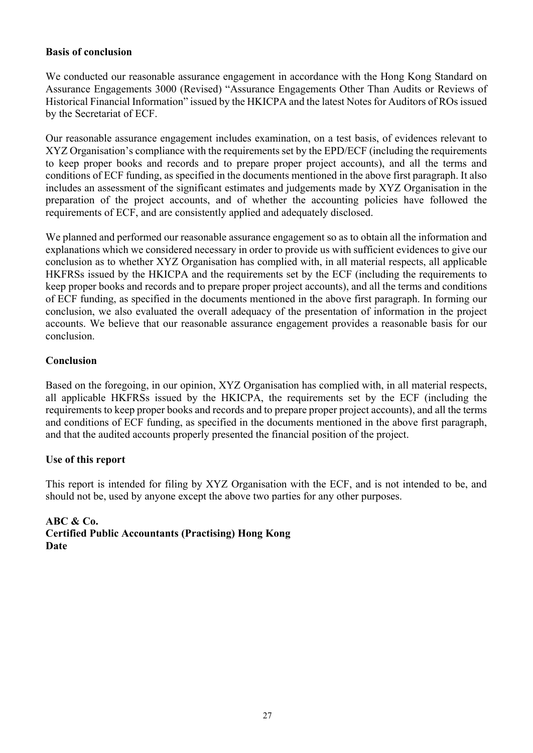**Basis of conclusion**

We conducted our reasonable assurance engagement in accordance with the Hong Kong Standard on Assurance Engagements 3000 (Revised) "Assurance Engagements Other Than Audits or Reviews of Historical Financial Information" issued by the HKICPA and the latest Notes for Auditors of ROs issued by the Secretariat of ECF.

Our reasonable assurance engagement includes examination, on a test basis, of evidences relevant to XYZ Organisation's compliance with the requirements set by the EPD/ECF (including the requirements to keep proper books and records and to prepare proper project accounts), and all the terms and conditions of ECF funding, as specified in the documents mentioned in the above first paragraph. It also includes an assessment of the significant estimates and judgements made by XYZ Organisation in the preparation of the project accounts, and of whether the accounting policies have followed the requirements of ECF, and are consistently applied and adequately disclosed.

We planned and performed our reasonable assurance engagement so as to obtain all the information and explanations which we considered necessary in order to provide us with sufficient evidences to give our conclusion as to whether XYZ Organisation has complied with, in all material respects, all applicable HKFRSs issued by the HKICPA and the requirements set by the ECF (including the requirements to keep proper books and records and to prepare proper project accounts), and all the terms and conditions of ECF funding, as specified in the documents mentioned in the above first paragraph. In forming our conclusion, we also evaluated the overall adequacy of the presentation of information in the project accounts. We believe that our reasonable assurance engagement provides a reasonable basis for our conclusion.

**Conclusion**

Based on the foregoing, in our opinion, XYZ Organisation has complied with, in all material respects, all applicable HKFRSs issued by the HKICPA, the requirements set by the ECF (including the requirements to keep proper books and records and to prepare proper project accounts), and all the terms and conditions of ECF funding, as specified in the documents mentioned in the above first paragraph, and that the audited accounts properly presented the financial position of the project.

**Use of this report**

This report is intended for filing by XYZ Organisation with the ECF, and is not intended to be, and should not be, used by anyone except the above two parties for any other purposes.

**ABC & Co.**
**Certified Public Accountants (Practising) Hong Kong**
**Date**